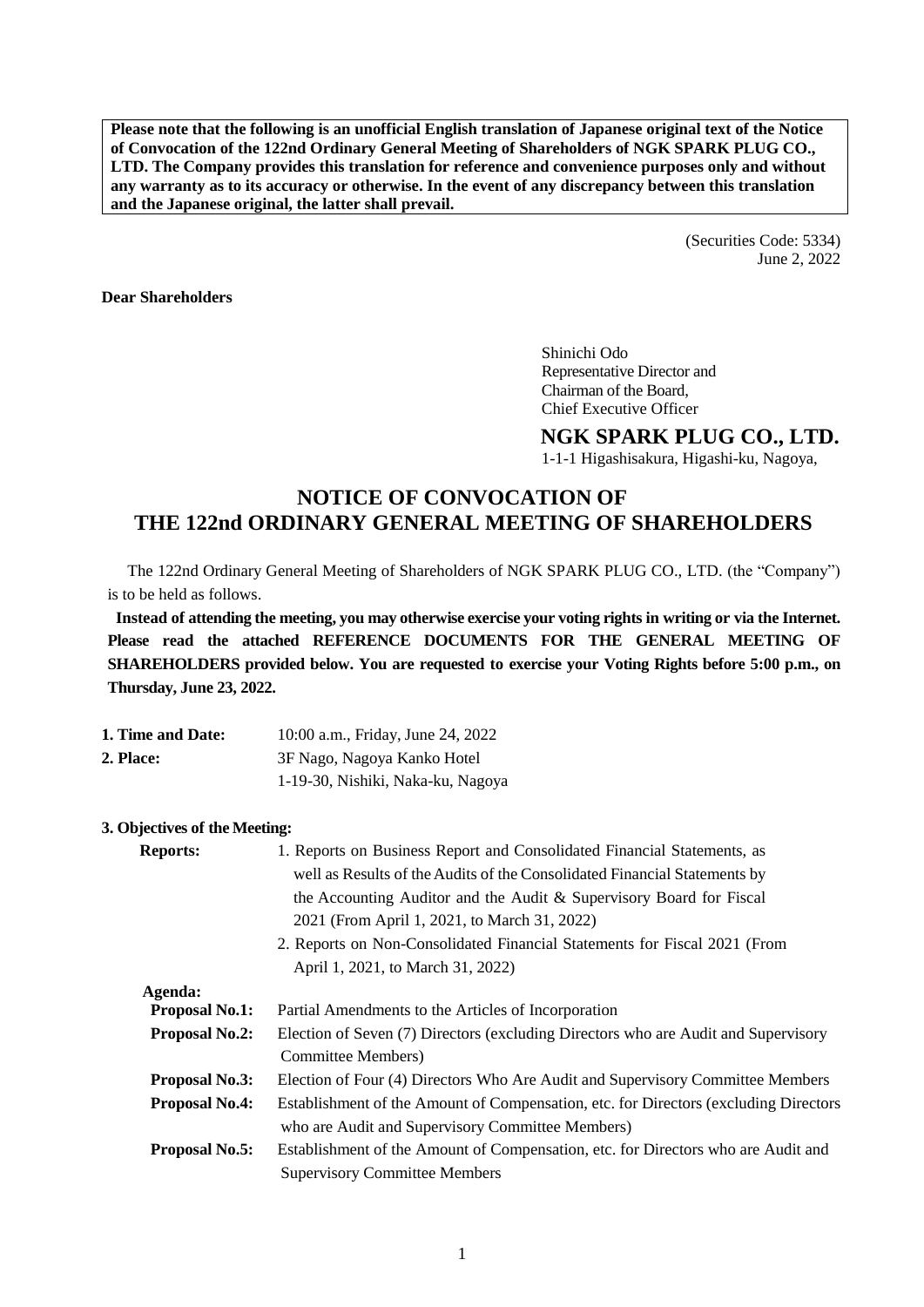**Please note that the following is an unofficial English translation of Japanese original text of the Notice of Convocation of the 122nd Ordinary General Meeting of Shareholders of NGK SPARK PLUG CO., LTD. The Company provides this translation for reference and convenience purposes only and without any warranty as to its accuracy or otherwise. In the event of any discrepancy between this translation and the Japanese original, the latter shall prevail.**

(Securities Code: 5334)
June 2, 2022

**Dear Shareholders**

Shinichi Odo
Representative Director and
Chairman of the Board,
Chief Executive Officer

**NGK SPARK PLUG CO., LTD.**
1-1-1 Higashisakura, Higashi-ku, Nagoya,

# NOTICE OF CONVOCATION OF THE 122nd ORDINARY GENERAL MEETING OF SHAREHOLDERS

The 122nd Ordinary General Meeting of Shareholders of NGK SPARK PLUG CO., LTD. (the "Company") is to be held as follows.

**Instead of attending the meeting, you may otherwise exercise your voting rights in writing or via the Internet. Please read the attached REFERENCE DOCUMENTS FOR THE GENERAL MEETING OF SHAREHOLDERS provided below. You are requested to exercise your Voting Rights before 5:00 p.m., on Thursday, June 23, 2022.**

**1. Time and Date:** 10:00 a.m., Friday, June 24, 2022

**2. Place:** 3F Nago, Nagoya Kanko Hotel
1-19-30, Nishiki, Naka-ku, Nagoya

**3. Objectives of the Meeting:**

**Reports:**

1. Reports on Business Report and Consolidated Financial Statements, as well as Results of the Audits of the Consolidated Financial Statements by the Accounting Auditor and the Audit & Supervisory Board for Fiscal 2021 (From April 1, 2021, to March 31, 2022)
2. Reports on Non-Consolidated Financial Statements for Fiscal 2021 (From April 1, 2021, to March 31, 2022)

**Agenda:**

**Proposal No.1:** Partial Amendments to the Articles of Incorporation

**Proposal No.2:** Election of Seven (7) Directors (excluding Directors who are Audit and Supervisory Committee Members)

**Proposal No.3:** Election of Four (4) Directors Who Are Audit and Supervisory Committee Members

**Proposal No.4:** Establishment of the Amount of Compensation, etc. for Directors (excluding Directors who are Audit and Supervisory Committee Members)

**Proposal No.5:** Establishment of the Amount of Compensation, etc. for Directors who are Audit and Supervisory Committee Members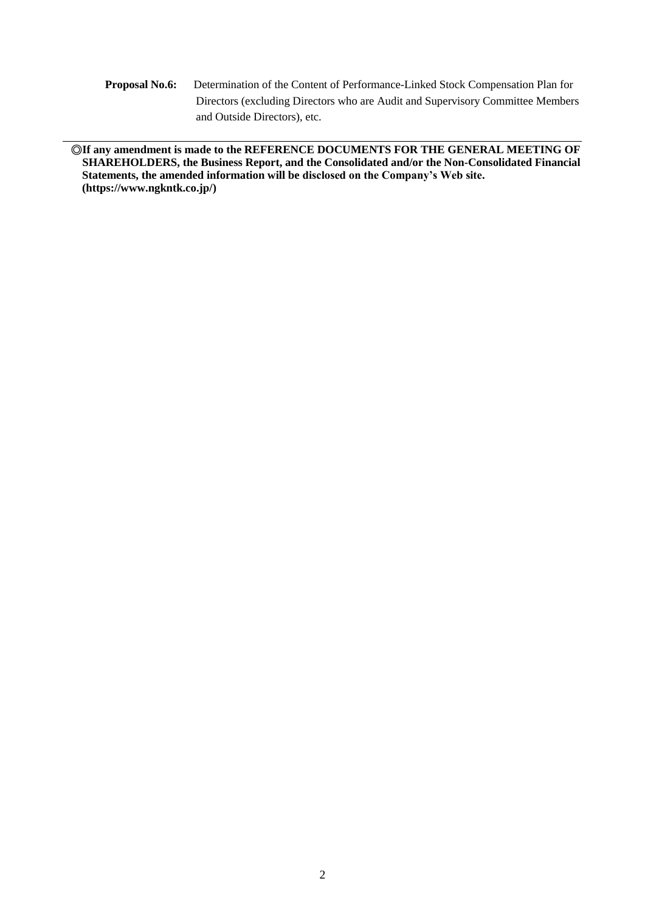**Proposal No.6:** Determination of the Content of Performance-Linked Stock Compensation Plan for Directors (excluding Directors who are Audit and Supervisory Committee Members and Outside Directors), etc.

---

◎**If any amendment is made to the REFERENCE DOCUMENTS FOR THE GENERAL MEETING OF SHAREHOLDERS, the Business Report, and the Consolidated and/or the Non-Consolidated Financial Statements, the amended information will be disclosed on the Company's Web site. (https://www.ngkntk.co.jp/)**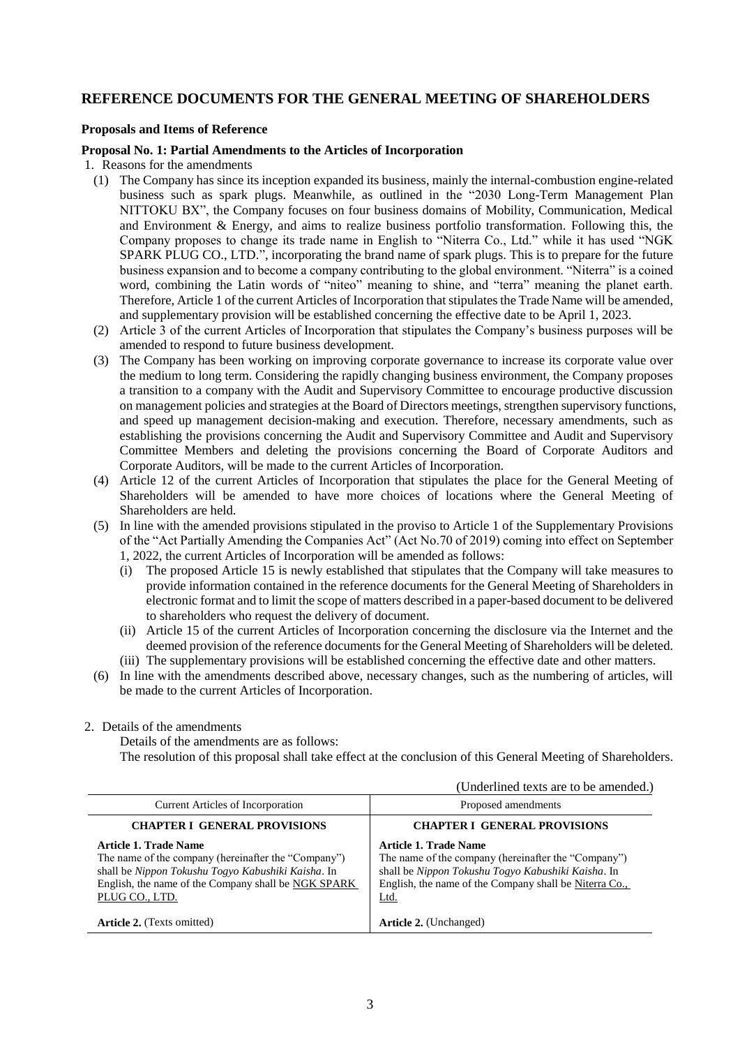## REFERENCE DOCUMENTS FOR THE GENERAL MEETING OF SHAREHOLDERS

**Proposals and Items of Reference**

**Proposal No. 1: Partial Amendments to the Articles of Incorporation**

1. Reasons for the amendments
   (1) The Company has since its inception expanded its business, mainly the internal-combustion engine-related business such as spark plugs. Meanwhile, as outlined in the "2030 Long-Term Management Plan NITTOKU BX", the Company focuses on four business domains of Mobility, Communication, Medical and Environment & Energy, and aims to realize business portfolio transformation. Following this, the Company proposes to change its trade name in English to "Niterra Co., Ltd." while it has used "NGK SPARK PLUG CO., LTD.", incorporating the brand name of spark plugs. This is to prepare for the future business expansion and to become a company contributing to the global environment. "Niterra" is a coined word, combining the Latin words of "niteo" meaning to shine, and "terra" meaning the planet earth. Therefore, Article 1 of the current Articles of Incorporation that stipulates the Trade Name will be amended, and supplementary provision will be established concerning the effective date to be April 1, 2023.
   (2) Article 3 of the current Articles of Incorporation that stipulates the Company's business purposes will be amended to respond to future business development.
   (3) The Company has been working on improving corporate governance to increase its corporate value over the medium to long term. Considering the rapidly changing business environment, the Company proposes a transition to a company with the Audit and Supervisory Committee to encourage productive discussion on management policies and strategies at the Board of Directors meetings, strengthen supervisory functions, and speed up management decision-making and execution. Therefore, necessary amendments, such as establishing the provisions concerning the Audit and Supervisory Committee and Audit and Supervisory Committee Members and deleting the provisions concerning the Board of Corporate Auditors and Corporate Auditors, will be made to the current Articles of Incorporation.
   (4) Article 12 of the current Articles of Incorporation that stipulates the place for the General Meeting of Shareholders will be amended to have more choices of locations where the General Meeting of Shareholders are held.
   (5) In line with the amended provisions stipulated in the proviso to Article 1 of the Supplementary Provisions of the "Act Partially Amending the Companies Act" (Act No.70 of 2019) coming into effect on September 1, 2022, the current Articles of Incorporation will be amended as follows:
      (i) The proposed Article 15 is newly established that stipulates that the Company will take measures to provide information contained in the reference documents for the General Meeting of Shareholders in electronic format and to limit the scope of matters described in a paper-based document to be delivered to shareholders who request the delivery of document.
      (ii) Article 15 of the current Articles of Incorporation concerning the disclosure via the Internet and the deemed provision of the reference documents for the General Meeting of Shareholders will be deleted.
      (iii) The supplementary provisions will be established concerning the effective date and other matters.
   (6) In line with the amendments described above, necessary changes, such as the numbering of articles, will be made to the current Articles of Incorporation.

2. Details of the amendments

   Details of the amendments are as follows:

   The resolution of this proposal shall take effect at the conclusion of this General Meeting of Shareholders.

(Underlined texts are to be amended.)

| Current Articles of Incorporation | Proposed amendments |
|---|---|
| **CHAPTER I GENERAL PROVISIONS** | **CHAPTER I GENERAL PROVISIONS** |
| **Article 1. Trade Name**<br>The name of the company (hereinafter the "Company") shall be *Nippon Tokushu Togyo Kabushiki Kaisha*. In English, the name of the Company shall be <u>NGK SPARK PLUG CO., LTD.</u> | **Article 1. Trade Name**<br>The name of the company (hereinafter the "Company") shall be *Nippon Tokushu Togyo Kabushiki Kaisha*. In English, the name of the Company shall be <u>Niterra Co., Ltd.</u> |
| **Article 2.** (Texts omitted) | **Article 2.** (Unchanged) |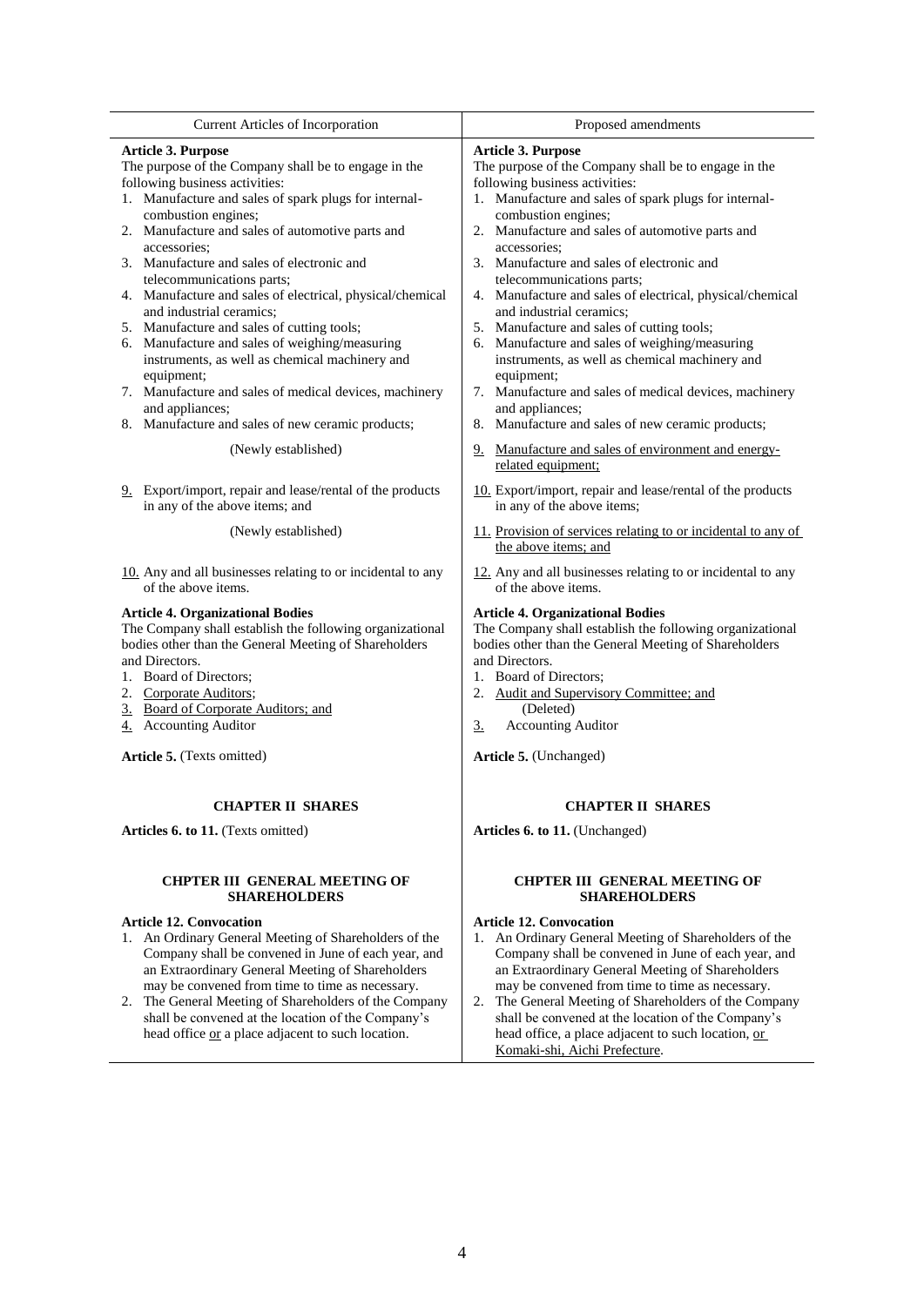| Current Articles of Incorporation | Proposed amendments |
|---|---|
| **Article 3. Purpose**<br>The purpose of the Company shall be to engage in the following business activities:<br>1. Manufacture and sales of spark plugs for internal-combustion engines;<br>2. Manufacture and sales of automotive parts and accessories;<br>3. Manufacture and sales of electronic and telecommunications parts;<br>4. Manufacture and sales of electrical, physical/chemical and industrial ceramics;<br>5. Manufacture and sales of cutting tools;<br>6. Manufacture and sales of weighing/measuring instruments, as well as chemical machinery and equipment;<br>7. Manufacture and sales of medical devices, machinery and appliances;<br>8. Manufacture and sales of new ceramic products; | **Article 3. Purpose**<br>The purpose of the Company shall be to engage in the following business activities:<br>1. Manufacture and sales of spark plugs for internal-combustion engines;<br>2. Manufacture and sales of automotive parts and accessories;<br>3. Manufacture and sales of electronic and telecommunications parts;<br>4. Manufacture and sales of electrical, physical/chemical and industrial ceramics;<br>5. Manufacture and sales of cutting tools;<br>6. Manufacture and sales of weighing/measuring instruments, as well as chemical machinery and equipment;<br>7. Manufacture and sales of medical devices, machinery and appliances;<br>8. Manufacture and sales of new ceramic products; |
| (Newly established) | 9. Manufacture and sales of environment and energy-related equipment; |
| 9. Export/import, repair and lease/rental of the products in any of the above items; and | 10. Export/import, repair and lease/rental of the products in any of the above items; |
| (Newly established) | 11. Provision of services relating to or incidental to any of the above items; and |
| 10. Any and all businesses relating to or incidental to any of the above items. | 12. Any and all businesses relating to or incidental to any of the above items. |
| **Article 4. Organizational Bodies**<br>The Company shall establish the following organizational bodies other than the General Meeting of Shareholders and Directors.<br>1. Board of Directors;<br>2. Corporate Auditors;<br>3. Board of Corporate Auditors; and<br>4. Accounting Auditor | **Article 4. Organizational Bodies**<br>The Company shall establish the following organizational bodies other than the General Meeting of Shareholders and Directors.<br>1. Board of Directors;<br>2. Audit and Supervisory Committee; and<br>(Deleted)<br>3. Accounting Auditor |
| **Article 5.** (Texts omitted) | **Article 5.** (Unchanged) |
| **CHAPTER II SHARES** | **CHAPTER II SHARES** |
| **Articles 6. to 11.** (Texts omitted) | **Articles 6. to 11.** (Unchanged) |
| **CHPTER III GENERAL MEETING OF SHAREHOLDERS** | **CHPTER III GENERAL MEETING OF SHAREHOLDERS** |
| **Article 12. Convocation**<br>1. An Ordinary General Meeting of Shareholders of the Company shall be convened in June of each year, and an Extraordinary General Meeting of Shareholders may be convened from time to time as necessary.<br>2. The General Meeting of Shareholders of the Company shall be convened at the location of the Company's head office or a place adjacent to such location. | **Article 12. Convocation**<br>1. An Ordinary General Meeting of Shareholders of the Company shall be convened in June of each year, and an Extraordinary General Meeting of Shareholders may be convened from time to time as necessary.<br>2. The General Meeting of Shareholders of the Company shall be convened at the location of the Company's head office, a place adjacent to such location, or Komaki-shi, Aichi Prefecture. |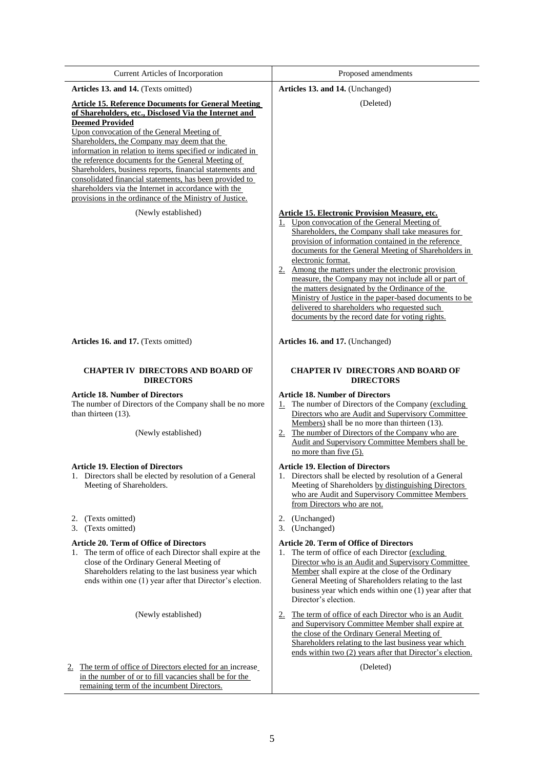| Current Articles of Incorporation | Proposed amendments |
|---|---|
| **Articles 13. and 14.** (Texts omitted) | **Articles 13. and 14.** (Unchanged) |
| **Article 15. Reference Documents for General Meeting of Shareholders, etc., Disclosed Via the Internet and Deemed Provided**<br>Upon convocation of the General Meeting of Shareholders, the Company may deem that the information in relation to items specified or indicated in the reference documents for the General Meeting of Shareholders, business reports, financial statements and consolidated financial statements, has been provided to shareholders via the Internet in accordance with the provisions in the ordinance of the Ministry of Justice. | (Deleted) |
| (Newly established) | **Article 15. Electronic Provision Measure, etc.**<br>1. Upon convocation of the General Meeting of Shareholders, the Company shall take measures for provision of information contained in the reference documents for the General Meeting of Shareholders in electronic format.<br>2. Among the matters under the electronic provision measure, the Company may not include all or part of the matters designated by the Ordinance of the Ministry of Justice in the paper-based documents to be delivered to shareholders who requested such documents by the record date for voting rights. |
| **Articles 16. and 17.** (Texts omitted) | **Articles 16. and 17.** (Unchanged) |
| **CHAPTER IV DIRECTORS AND BOARD OF DIRECTORS** | **CHAPTER IV DIRECTORS AND BOARD OF DIRECTORS** |
| **Article 18. Number of Directors**<br>The number of Directors of the Company shall be no more than thirteen (13). | **Article 18. Number of Directors**<br>1. The number of Directors of the Company (excluding Directors who are Audit and Supervisory Committee Members) shall be no more than thirteen (13). |
| (Newly established) | 2. The number of Directors of the Company who are Audit and Supervisory Committee Members shall be no more than five (5). |
| **Article 19. Election of Directors**<br>1. Directors shall be elected by resolution of a General Meeting of Shareholders. | **Article 19. Election of Directors**<br>1. Directors shall be elected by resolution of a General Meeting of Shareholders by distinguishing Directors who are Audit and Supervisory Committee Members from Directors who are not. |
| 2. (Texts omitted)<br>3. (Texts omitted) | 2. (Unchanged)<br>3. (Unchanged) |
| **Article 20. Term of Office of Directors**<br>1. The term of office of each Director shall expire at the close of the Ordinary General Meeting of Shareholders relating to the last business year which ends within one (1) year after that Director's election. | **Article 20. Term of Office of Directors**<br>1. The term of office of each Director (excluding Director who is an Audit and Supervisory Committee Member shall expire at the close of the Ordinary General Meeting of Shareholders relating to the last business year which ends within one (1) year after that Director's election. |
| (Newly established) | 2. The term of office of each Director who is an Audit and Supervisory Committee Member shall expire at the close of the Ordinary General Meeting of Shareholders relating to the last business year which ends within two (2) years after that Director's election. |
| 2. The term of office of Directors elected for an increase in the number of or to fill vacancies shall be for the remaining term of the incumbent Directors. | (Deleted) |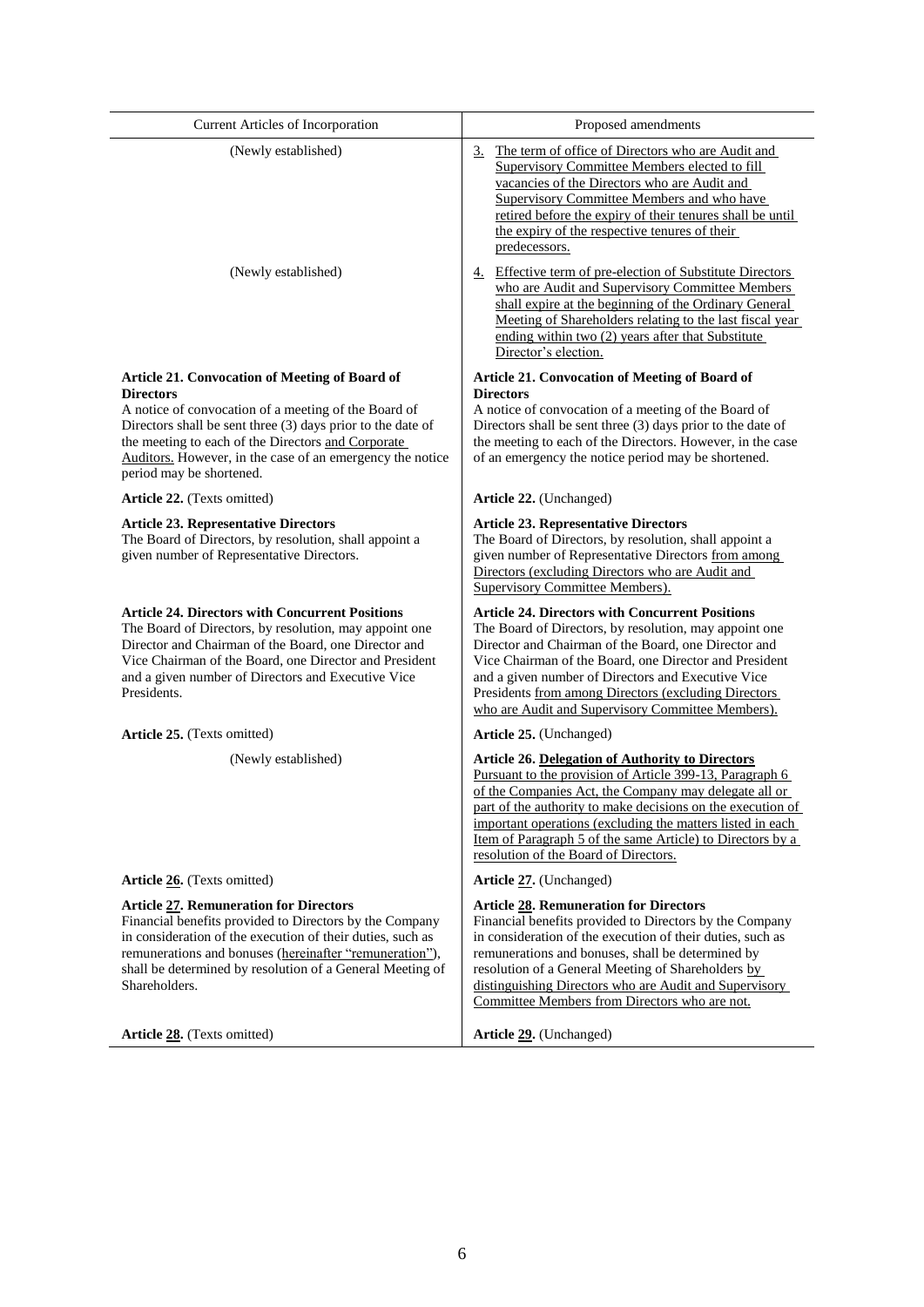| Current Articles of Incorporation | Proposed amendments |
| --- | --- |
| (Newly established) | 3. The term of office of Directors who are Audit and Supervisory Committee Members elected to fill vacancies of the Directors who are Audit and Supervisory Committee Members and who have retired before the expiry of their tenures shall be until the expiry of the respective tenures of their predecessors. |
| (Newly established) | 4. Effective term of pre-election of Substitute Directors who are Audit and Supervisory Committee Members shall expire at the beginning of the Ordinary General Meeting of Shareholders relating to the last fiscal year ending within two (2) years after that Substitute Director's election. |
| **Article 21. Convocation of Meeting of Board of Directors**<br>A notice of convocation of a meeting of the Board of Directors shall be sent three (3) days prior to the date of the meeting to each of the Directors and Corporate Auditors. However, in the case of an emergency the notice period may be shortened. | **Article 21. Convocation of Meeting of Board of Directors**<br>A notice of convocation of a meeting of the Board of Directors shall be sent three (3) days prior to the date of the meeting to each of the Directors. However, in the case of an emergency the notice period may be shortened. |
| **Article 22.** (Texts omitted) | **Article 22.** (Unchanged) |
| **Article 23. Representative Directors**<br>The Board of Directors, by resolution, shall appoint a given number of Representative Directors. | **Article 23. Representative Directors**<br>The Board of Directors, by resolution, shall appoint a given number of Representative Directors from among Directors (excluding Directors who are Audit and Supervisory Committee Members). |
| **Article 24. Directors with Concurrent Positions**<br>The Board of Directors, by resolution, may appoint one Director and Chairman of the Board, one Director and Vice Chairman of the Board, one Director and President and a given number of Directors and Executive Vice Presidents. | **Article 24. Directors with Concurrent Positions**<br>The Board of Directors, by resolution, may appoint one Director and Chairman of the Board, one Director and Vice Chairman of the Board, one Director and President and a given number of Directors and Executive Vice Presidents from among Directors (excluding Directors who are Audit and Supervisory Committee Members). |
| **Article 25.** (Texts omitted) | **Article 25.** (Unchanged) |
| (Newly established) | **Article 26. Delegation of Authority to Directors**<br>Pursuant to the provision of Article 399-13, Paragraph 6 of the Companies Act, the Company may delegate all or part of the authority to make decisions on the execution of important operations (excluding the matters listed in each Item of Paragraph 5 of the same Article) to Directors by a resolution of the Board of Directors. |
| **Article 26.** (Texts omitted) | **Article 27.** (Unchanged) |
| **Article 27. Remuneration for Directors**<br>Financial benefits provided to Directors by the Company in consideration of the execution of their duties, such as remunerations and bonuses (hereinafter "remuneration"), shall be determined by resolution of a General Meeting of Shareholders. | **Article 28. Remuneration for Directors**<br>Financial benefits provided to Directors by the Company in consideration of the execution of their duties, such as remunerations and bonuses, shall be determined by resolution of a General Meeting of Shareholders by distinguishing Directors who are Audit and Supervisory Committee Members from Directors who are not. |
| **Article 28.** (Texts omitted) | **Article 29.** (Unchanged) |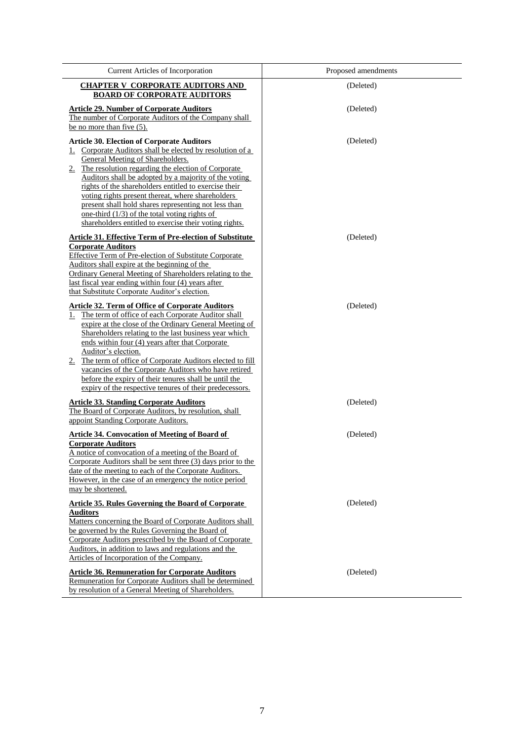| Current Articles of Incorporation | Proposed amendments |
|---|---|
| **CHAPTER V CORPORATE AUDITORS AND BOARD OF CORPORATE AUDITORS** | (Deleted) |
| **Article 29. Number of Corporate Auditors**<br>The number of Corporate Auditors of the Company shall be no more than five (5). | (Deleted) |
| **Article 30. Election of Corporate Auditors**<br>1. Corporate Auditors shall be elected by resolution of a General Meeting of Shareholders.<br>2. The resolution regarding the election of Corporate Auditors shall be adopted by a majority of the voting rights of the shareholders entitled to exercise their voting rights present thereat, where shareholders present shall hold shares representing not less than one-third (1/3) of the total voting rights of shareholders entitled to exercise their voting rights. | (Deleted) |
| **Article 31. Effective Term of Pre-election of Substitute Corporate Auditors**<br>Effective Term of Pre-election of Substitute Corporate Auditors shall expire at the beginning of the Ordinary General Meeting of Shareholders relating to the last fiscal year ending within four (4) years after that Substitute Corporate Auditor's election. | (Deleted) |
| **Article 32. Term of Office of Corporate Auditors**<br>1. The term of office of each Corporate Auditor shall expire at the close of the Ordinary General Meeting of Shareholders relating to the last business year which ends within four (4) years after that Corporate Auditor's election.<br>2. The term of office of Corporate Auditors elected to fill vacancies of the Corporate Auditors who have retired before the expiry of their tenures shall be until the expiry of the respective tenures of their predecessors. | (Deleted) |
| **Article 33. Standing Corporate Auditors**<br>The Board of Corporate Auditors, by resolution, shall appoint Standing Corporate Auditors. | (Deleted) |
| **Article 34. Convocation of Meeting of Board of Corporate Auditors**<br>A notice of convocation of a meeting of the Board of Corporate Auditors shall be sent three (3) days prior to the date of the meeting to each of the Corporate Auditors. However, in the case of an emergency the notice period may be shortened. | (Deleted) |
| **Article 35. Rules Governing the Board of Corporate Auditors**<br>Matters concerning the Board of Corporate Auditors shall be governed by the Rules Governing the Board of Corporate Auditors prescribed by the Board of Corporate Auditors, in addition to laws and regulations and the Articles of Incorporation of the Company. | (Deleted) |
| **Article 36. Remuneration for Corporate Auditors**<br>Remuneration for Corporate Auditors shall be determined by resolution of a General Meeting of Shareholders. | (Deleted) |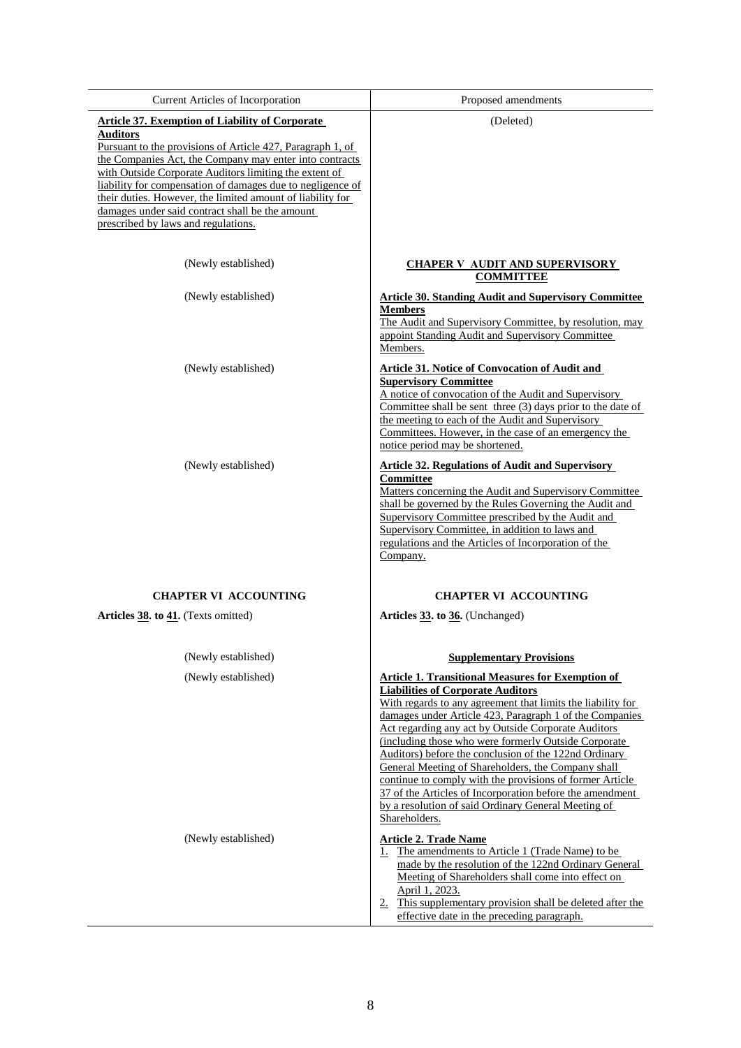| Current Articles of Incorporation | Proposed amendments |
|---|---|
| **Article 37. Exemption of Liability of Corporate Auditors**<br>Pursuant to the provisions of Article 427, Paragraph 1, of the Companies Act, the Company may enter into contracts with Outside Corporate Auditors limiting the extent of liability for compensation of damages due to negligence of their duties. However, the limited amount of liability for damages under said contract shall be the amount prescribed by laws and regulations. | (Deleted) |
| (Newly established) | **CHAPER V AUDIT AND SUPERVISORY COMMITTEE** |
| (Newly established) | **Article 30. Standing Audit and Supervisory Committee Members**<br>The Audit and Supervisory Committee, by resolution, may appoint Standing Audit and Supervisory Committee Members. |
| (Newly established) | **Article 31. Notice of Convocation of Audit and Supervisory Committee**<br>A notice of convocation of the Audit and Supervisory Committee shall be sent three (3) days prior to the date of the meeting to each of the Audit and Supervisory Committees. However, in the case of an emergency the notice period may be shortened. |
| (Newly established) | **Article 32. Regulations of Audit and Supervisory Committee**<br>Matters concerning the Audit and Supervisory Committee shall be governed by the Rules Governing the Audit and Supervisory Committee prescribed by the Audit and Supervisory Committee, in addition to laws and regulations and the Articles of Incorporation of the Company. |
| **CHAPTER VI ACCOUNTING** | **CHAPTER VI ACCOUNTING** |
| **Articles 38. to 41.** (Texts omitted) | **Articles 33. to 36.** (Unchanged) |
| (Newly established) | **Supplementary Provisions** |
| (Newly established) | **Article 1. Transitional Measures for Exemption of Liabilities of Corporate Auditors**<br>With regards to any agreement that limits the liability for damages under Article 423, Paragraph 1 of the Companies Act regarding any act by Outside Corporate Auditors (including those who were formerly Outside Corporate Auditors) before the conclusion of the 122nd Ordinary General Meeting of Shareholders, the Company shall continue to comply with the provisions of former Article 37 of the Articles of Incorporation before the amendment by a resolution of said Ordinary General Meeting of Shareholders. |
| (Newly established) | **Article 2. Trade Name**<br>1. The amendments to Article 1 (Trade Name) to be made by the resolution of the 122nd Ordinary General Meeting of Shareholders shall come into effect on April 1, 2023.<br>2. This supplementary provision shall be deleted after the effective date in the preceding paragraph. |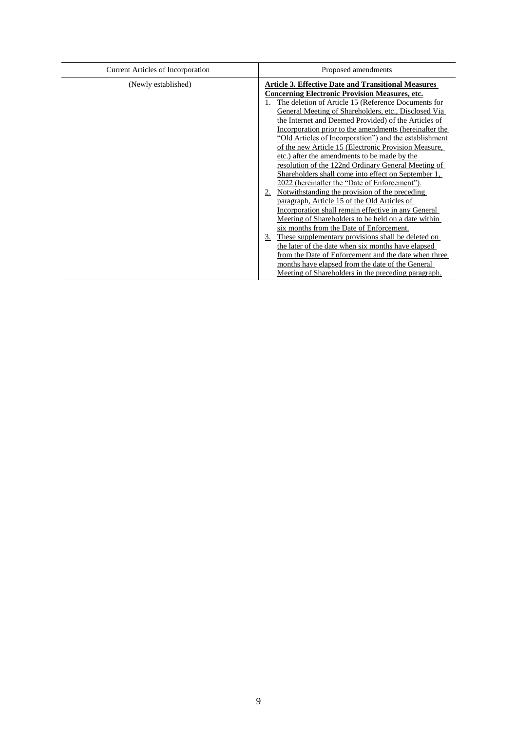| Current Articles of Incorporation | Proposed amendments |
|---|---|
| (Newly established) | **Article 3. Effective Date and Transitional Measures Concerning Electronic Provision Measures, etc.**<br>1. The deletion of Article 15 (Reference Documents for General Meeting of Shareholders, etc., Disclosed Via the Internet and Deemed Provided) of the Articles of Incorporation prior to the amendments (hereinafter the "Old Articles of Incorporation") and the establishment of the new Article 15 (Electronic Provision Measure, etc.) after the amendments to be made by the resolution of the 122nd Ordinary General Meeting of Shareholders shall come into effect on September 1, 2022 (hereinafter the "Date of Enforcement").<br>2. Notwithstanding the provision of the preceding paragraph, Article 15 of the Old Articles of Incorporation shall remain effective in any General Meeting of Shareholders to be held on a date within six months from the Date of Enforcement.<br>3. These supplementary provisions shall be deleted on the later of the date when six months have elapsed from the Date of Enforcement and the date when three months have elapsed from the date of the General Meeting of Shareholders in the preceding paragraph. |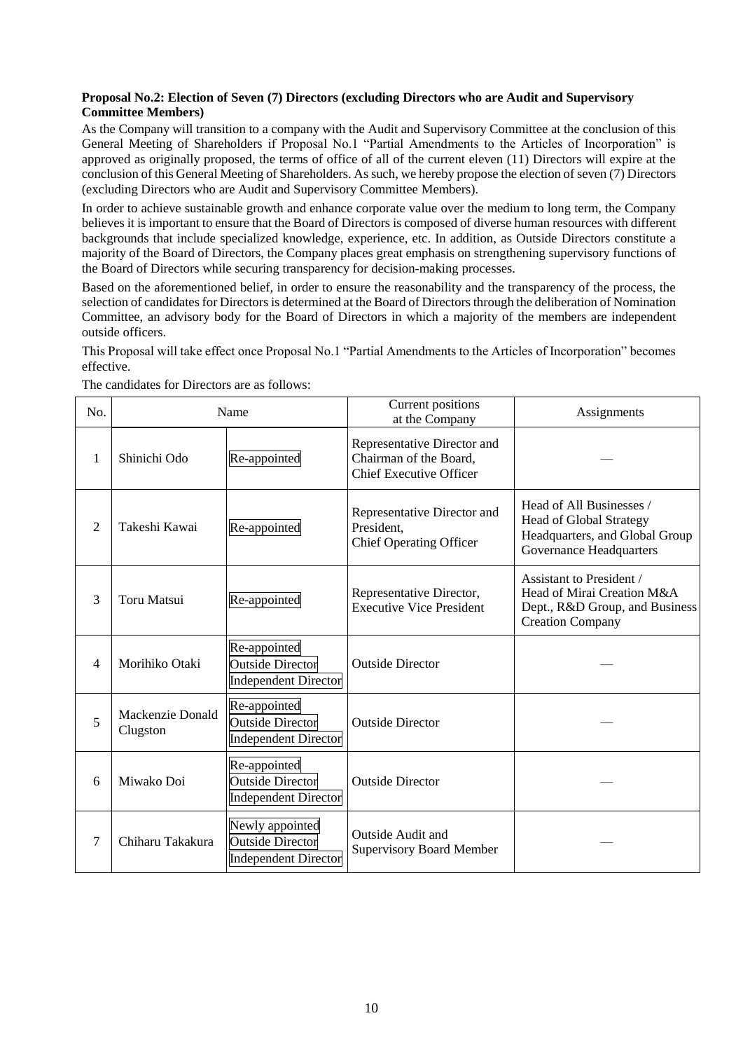**Proposal No.2: Election of Seven (7) Directors (excluding Directors who are Audit and Supervisory Committee Members)**

As the Company will transition to a company with the Audit and Supervisory Committee at the conclusion of this General Meeting of Shareholders if Proposal No.1 "Partial Amendments to the Articles of Incorporation" is approved as originally proposed, the terms of office of all of the current eleven (11) Directors will expire at the conclusion of this General Meeting of Shareholders. As such, we hereby propose the election of seven (7) Directors (excluding Directors who are Audit and Supervisory Committee Members).

In order to achieve sustainable growth and enhance corporate value over the medium to long term, the Company believes it is important to ensure that the Board of Directors is composed of diverse human resources with different backgrounds that include specialized knowledge, experience, etc. In addition, as Outside Directors constitute a majority of the Board of Directors, the Company places great emphasis on strengthening supervisory functions of the Board of Directors while securing transparency for decision-making processes.

Based on the aforementioned belief, in order to ensure the reasonability and the transparency of the process, the selection of candidates for Directors is determined at the Board of Directors through the deliberation of Nomination Committee, an advisory body for the Board of Directors in which a majority of the members are independent outside officers.

This Proposal will take effect once Proposal No.1 "Partial Amendments to the Articles of Incorporation" becomes effective.

The candidates for Directors are as follows:

| No. | Name | | Current positions at the Company | Assignments |
|---|---|---|---|---|
| 1 | Shinichi Odo | Re-appointed | Representative Director and Chairman of the Board, Chief Executive Officer | — |
| 2 | Takeshi Kawai | Re-appointed | Representative Director and President, Chief Operating Officer | Head of All Businesses / Head of Global Strategy Headquarters, and Global Group Governance Headquarters |
| 3 | Toru Matsui | Re-appointed | Representative Director, Executive Vice President | Assistant to President / Head of Mirai Creation M&A Dept., R&D Group, and Business Creation Company |
| 4 | Morihiko Otaki | Re-appointed<br>Outside Director<br>Independent Director | Outside Director | — |
| 5 | Mackenzie Donald Clugston | Re-appointed<br>Outside Director<br>Independent Director | Outside Director | — |
| 6 | Miwako Doi | Re-appointed<br>Outside Director<br>Independent Director | Outside Director | — |
| 7 | Chiharu Takakura | Newly appointed<br>Outside Director<br>Independent Director | Outside Audit and Supervisory Board Member | — |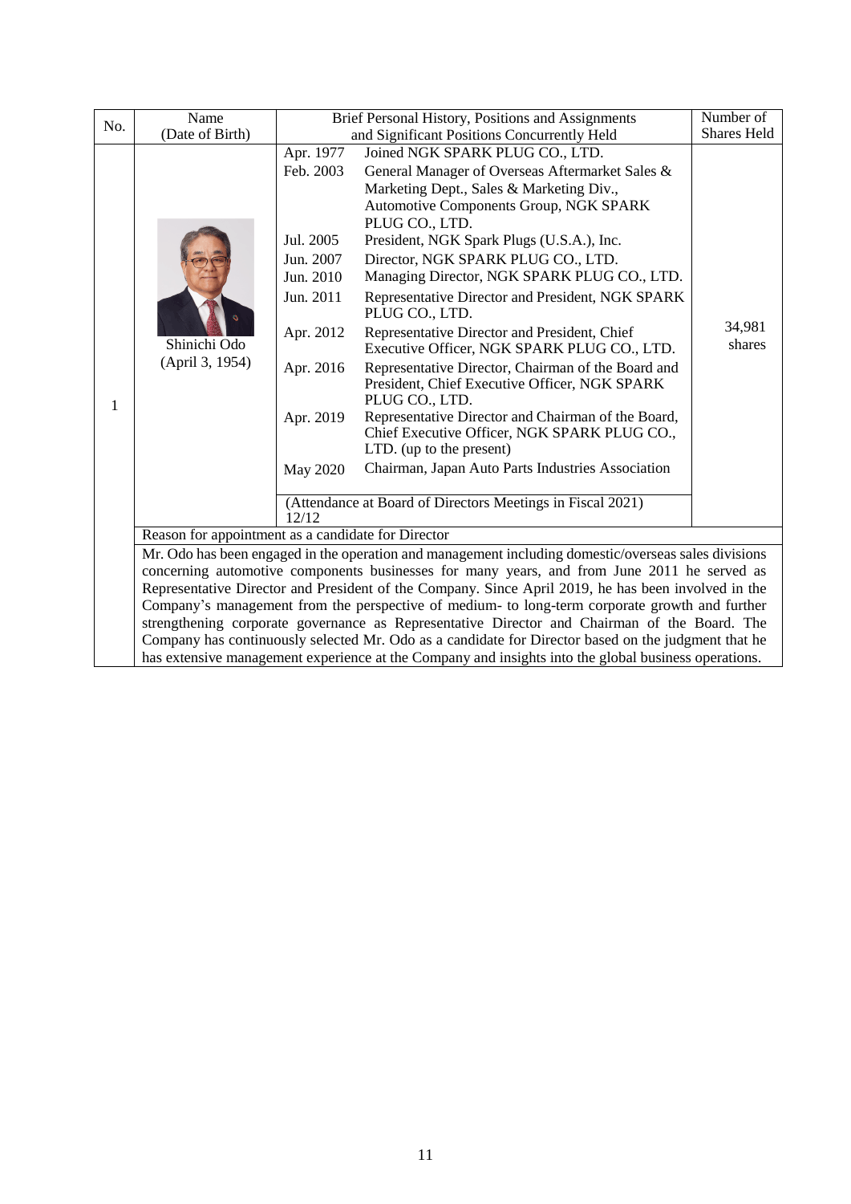| No. | Name (Date of Birth) | Brief Personal History, Positions and Assignments and Significant Positions Concurrently Held | | Number of Shares Held |
|---|---|---|---|---|
| 1 | Shinichi Odo (April 3, 1954) | Apr. 1977 | Joined NGK SPARK PLUG CO., LTD. | 34,981 shares |
| | | Feb. 2003 | General Manager of Overseas Aftermarket Sales & Marketing Dept., Sales & Marketing Div., Automotive Components Group, NGK SPARK PLUG CO., LTD. | |
| | | Jul. 2005 | President, NGK Spark Plugs (U.S.A.), Inc. | |
| | | Jun. 2007 | Director, NGK SPARK PLUG CO., LTD. | |
| | | Jun. 2010 | Managing Director, NGK SPARK PLUG CO., LTD. | |
| | | Jun. 2011 | Representative Director and President, NGK SPARK PLUG CO., LTD. | |
| | | Apr. 2012 | Representative Director and President, Chief Executive Officer, NGK SPARK PLUG CO., LTD. | |
| | | Apr. 2016 | Representative Director, Chairman of the Board and President, Chief Executive Officer, NGK SPARK PLUG CO., LTD. | |
| | | Apr. 2019 | Representative Director and Chairman of the Board, Chief Executive Officer, NGK SPARK PLUG CO., LTD. (up to the present) | |
| | | May 2020 | Chairman, Japan Auto Parts Industries Association | |
| | | (Attendance at Board of Directors Meetings in Fiscal 2021) 12/12 | | |
| | Reason for appointment as a candidate for Director | | | |
| | Mr. Odo has been engaged in the operation and management including domestic/overseas sales divisions concerning automotive components businesses for many years, and from June 2011 he served as Representative Director and President of the Company. Since April 2019, he has been involved in the Company's management from the perspective of medium- to long-term corporate growth and further strengthening corporate governance as Representative Director and Chairman of the Board. The Company has continuously selected Mr. Odo as a candidate for Director based on the judgment that he has extensive management experience at the Company and insights into the global business operations. | | | |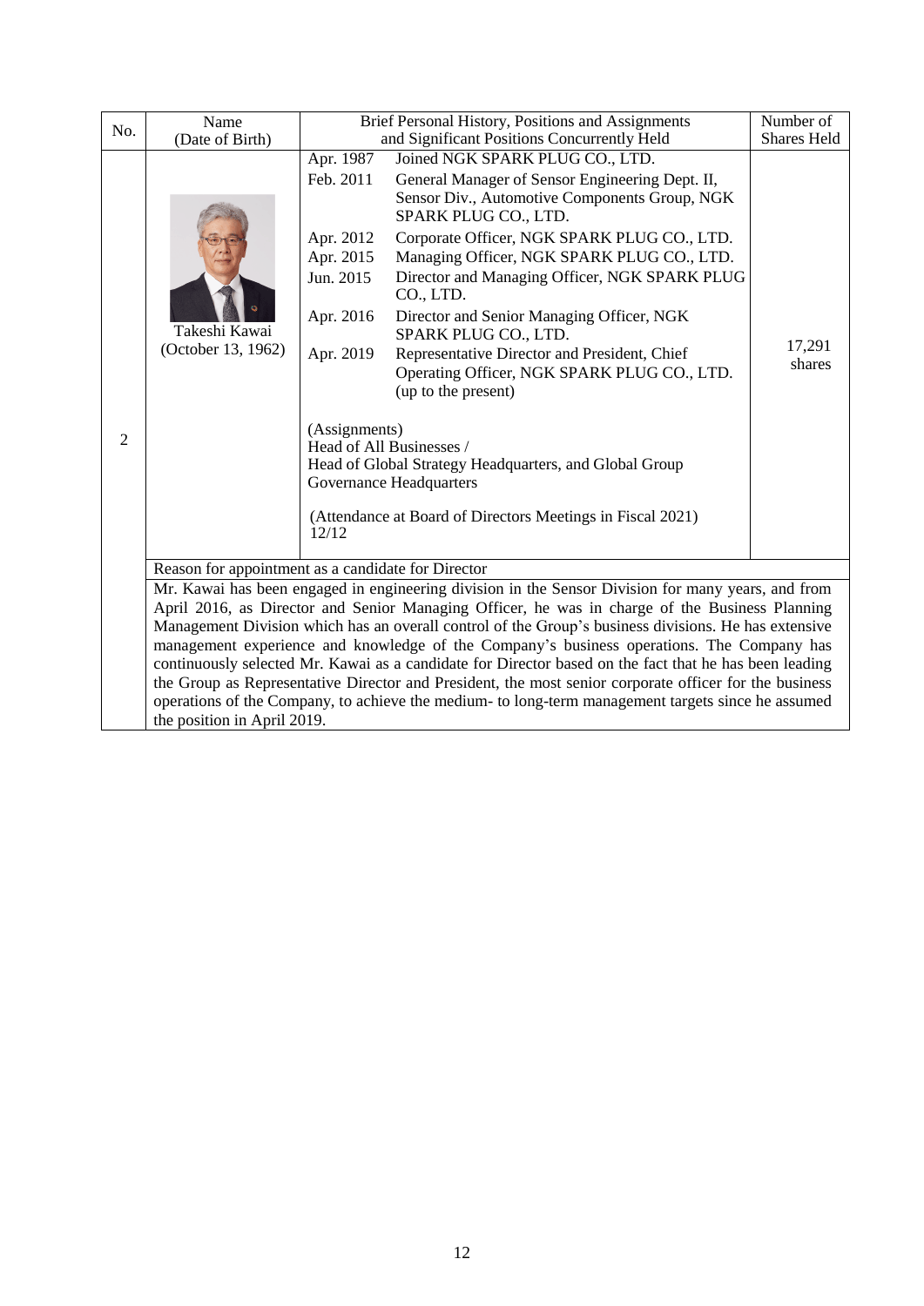| No. | Name (Date of Birth) | Brief Personal History, Positions and Assignments and Significant Positions Concurrently Held | Number of Shares Held |
|---|---|---|---|
| 2 | Takeshi Kawai (October 13, 1962) | Apr. 1987 Joined NGK SPARK PLUG CO., LTD.<br>Feb. 2011 General Manager of Sensor Engineering Dept. II, Sensor Div., Automotive Components Group, NGK SPARK PLUG CO., LTD.<br>Apr. 2012 Corporate Officer, NGK SPARK PLUG CO., LTD.<br>Apr. 2015 Managing Officer, NGK SPARK PLUG CO., LTD.<br>Jun. 2015 Director and Managing Officer, NGK SPARK PLUG CO., LTD.<br>Apr. 2016 Director and Senior Managing Officer, NGK SPARK PLUG CO., LTD.<br>Apr. 2019 Representative Director and President, Chief Operating Officer, NGK SPARK PLUG CO., LTD. (up to the present)<br><br>(Assignments)<br>Head of All Businesses /<br>Head of Global Strategy Headquarters, and Global Group Governance Headquarters<br><br>(Attendance at Board of Directors Meetings in Fiscal 2021)<br>12/12 | 17,291 shares |
| | Reason for appointment as a candidate for Director | | |
| | Mr. Kawai has been engaged in engineering division in the Sensor Division for many years, and from April 2016, as Director and Senior Managing Officer, he was in charge of the Business Planning Management Division which has an overall control of the Group's business divisions. He has extensive management experience and knowledge of the Company's business operations. The Company has continuously selected Mr. Kawai as a candidate for Director based on the fact that he has been leading the Group as Representative Director and President, the most senior corporate officer for the business operations of the Company, to achieve the medium- to long-term management targets since he assumed the position in April 2019. | | |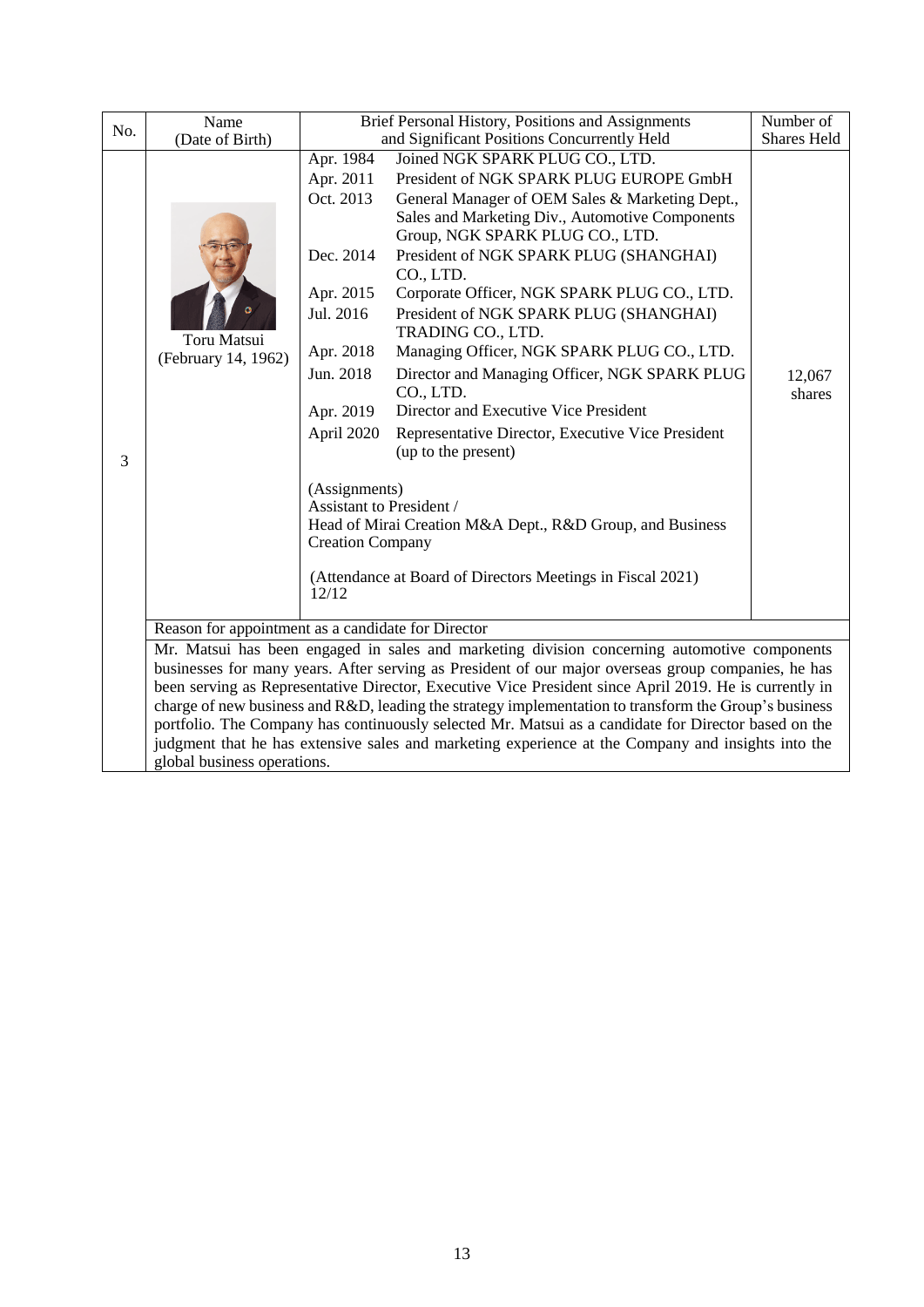| No. | Name (Date of Birth) | Brief Personal History, Positions and Assignments and Significant Positions Concurrently Held | Number of Shares Held |
|---|---|---|---|
| 3 | Toru Matsui (February 14, 1962) | Apr. 1984 Joined NGK SPARK PLUG CO., LTD.<br>Apr. 2011 President of NGK SPARK PLUG EUROPE GmbH<br>Oct. 2013 General Manager of OEM Sales & Marketing Dept., Sales and Marketing Div., Automotive Components Group, NGK SPARK PLUG CO., LTD.<br>Dec. 2014 President of NGK SPARK PLUG (SHANGHAI) CO., LTD.<br>Apr. 2015 Corporate Officer, NGK SPARK PLUG CO., LTD.<br>Jul. 2016 President of NGK SPARK PLUG (SHANGHAI) TRADING CO., LTD.<br>Apr. 2018 Managing Officer, NGK SPARK PLUG CO., LTD.<br>Jun. 2018 Director and Managing Officer, NGK SPARK PLUG CO., LTD.<br>Apr. 2019 Director and Executive Vice President<br>April 2020 Representative Director, Executive Vice President (up to the present)<br><br>(Assignments)<br>Assistant to President /<br>Head of Mirai Creation M&A Dept., R&D Group, and Business Creation Company<br><br>(Attendance at Board of Directors Meetings in Fiscal 2021)<br>12/12 | 12,067 shares |
| | Reason for appointment as a candidate for Director | | |
| | Mr. Matsui has been engaged in sales and marketing division concerning automotive components businesses for many years. After serving as President of our major overseas group companies, he has been serving as Representative Director, Executive Vice President since April 2019. He is currently in charge of new business and R&D, leading the strategy implementation to transform the Group's business portfolio. The Company has continuously selected Mr. Matsui as a candidate for Director based on the judgment that he has extensive sales and marketing experience at the Company and insights into the global business operations. | | |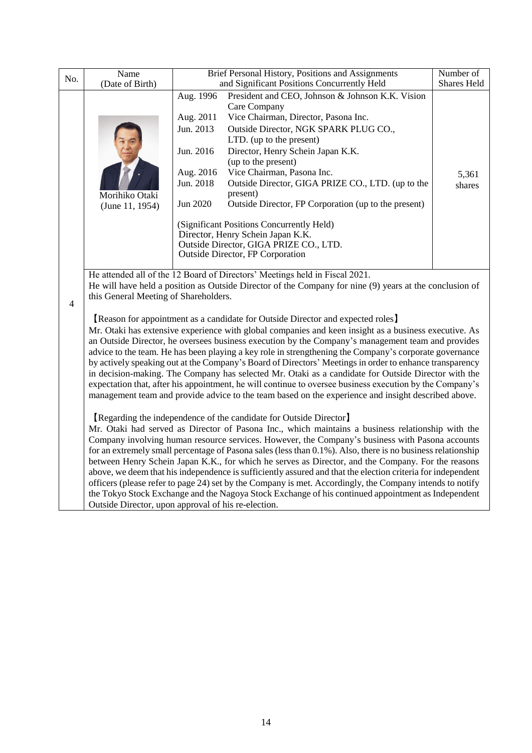| No. | Name (Date of Birth) | Brief Personal History, Positions and Assignments and Significant Positions Concurrently Held | Number of Shares Held |
| --- | --- | --- | --- |
| 4 | Morihiko Otaki (June 11, 1954) | Aug. 1996 President and CEO, Johnson & Johnson K.K. Vision Care Company<br>Aug. 2011 Vice Chairman, Director, Pasona Inc.<br>Jun. 2013 Outside Director, NGK SPARK PLUG CO., LTD. (up to the present)<br>Jun. 2016 Director, Henry Schein Japan K.K. (up to the present)<br>Aug. 2016 Vice Chairman, Pasona Inc.<br>Jun. 2018 Outside Director, GIGA PRIZE CO., LTD. (up to the present)<br>Jun 2020 Outside Director, FP Corporation (up to the present)<br><br>(Significant Positions Concurrently Held)<br>Director, Henry Schein Japan K.K.<br>Outside Director, GIGA PRIZE CO., LTD.<br>Outside Director, FP Corporation | 5,361 shares |

He attended all of the 12 Board of Directors' Meetings held in Fiscal 2021.
He will have held a position as Outside Director of the Company for nine (9) years at the conclusion of this General Meeting of Shareholders.

【Reason for appointment as a candidate for Outside Director and expected roles】
Mr. Otaki has extensive experience with global companies and keen insight as a business executive. As an Outside Director, he oversees business execution by the Company's management team and provides advice to the team. He has been playing a key role in strengthening the Company's corporate governance by actively speaking out at the Company's Board of Directors' Meetings in order to enhance transparency in decision-making. The Company has selected Mr. Otaki as a candidate for Outside Director with the expectation that, after his appointment, he will continue to oversee business execution by the Company's management team and provide advice to the team based on the experience and insight described above.

【Regarding the independence of the candidate for Outside Director】
Mr. Otaki had served as Director of Pasona Inc., which maintains a business relationship with the Company involving human resource services. However, the Company's business with Pasona accounts for an extremely small percentage of Pasona sales (less than 0.1%). Also, there is no business relationship between Henry Schein Japan K.K., for which he serves as Director, and the Company. For the reasons above, we deem that his independence is sufficiently assured and that the election criteria for independent officers (please refer to page 24) set by the Company is met. Accordingly, the Company intends to notify the Tokyo Stock Exchange and the Nagoya Stock Exchange of his continued appointment as Independent Outside Director, upon approval of his re-election.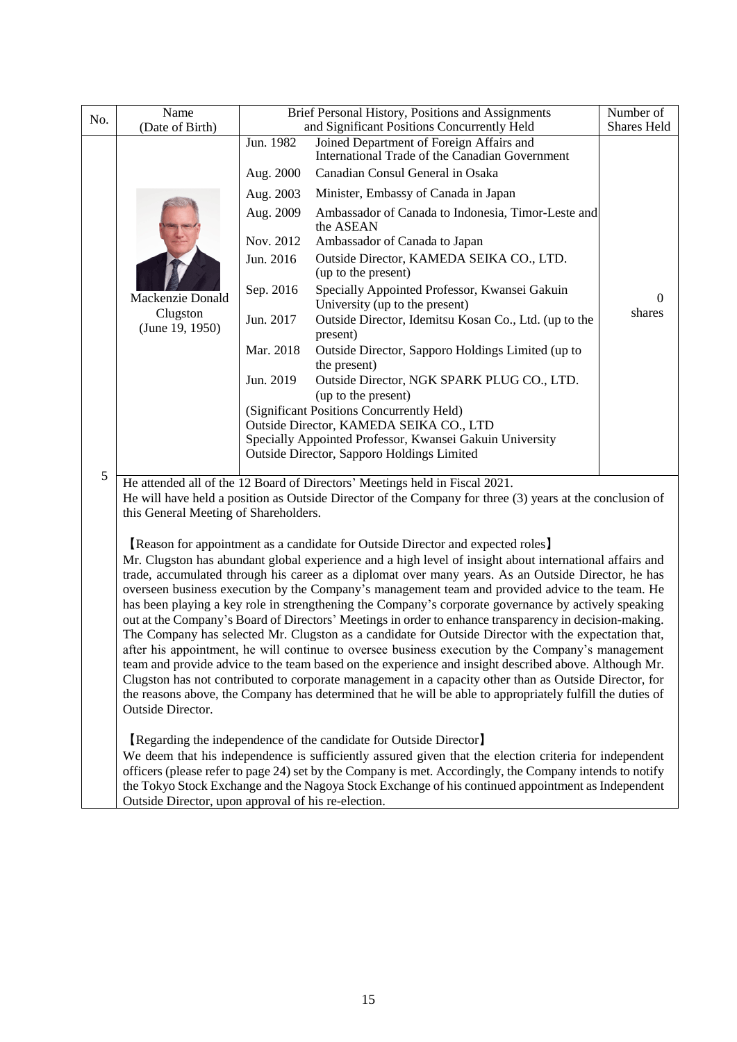| No. | Name (Date of Birth) | Brief Personal History, Positions and Assignments and Significant Positions Concurrently Held | | Number of Shares Held |
|---|---|---|---|---|
| 5 | Mackenzie Donald Clugston (June 19, 1950) | Jun. 1982 | Joined Department of Foreign Affairs and International Trade of the Canadian Government | 0 shares |
| | | Aug. 2000 | Canadian Consul General in Osaka | |
| | | Aug. 2003 | Minister, Embassy of Canada in Japan | |
| | | Aug. 2009 | Ambassador of Canada to Indonesia, Timor-Leste and the ASEAN | |
| | | Nov. 2012 | Ambassador of Canada to Japan | |
| | | Jun. 2016 | Outside Director, KAMEDA SEIKA CO., LTD. (up to the present) | |
| | | Sep. 2016 | Specially Appointed Professor, Kwansei Gakuin University (up to the present) | |
| | | Jun. 2017 | Outside Director, Idemitsu Kosan Co., Ltd. (up to the present) | |
| | | Mar. 2018 | Outside Director, Sapporo Holdings Limited (up to the present) | |
| | | Jun. 2019 | Outside Director, NGK SPARK PLUG CO., LTD. (up to the present) | |
| | | (Significant Positions Concurrently Held)<br>Outside Director, KAMEDA SEIKA CO., LTD<br>Specially Appointed Professor, Kwansei Gakuin University<br>Outside Director, Sapporo Holdings Limited | | |

He attended all of the 12 Board of Directors' Meetings held in Fiscal 2021.
He will have held a position as Outside Director of the Company for three (3) years at the conclusion of this General Meeting of Shareholders.

【Reason for appointment as a candidate for Outside Director and expected roles】
Mr. Clugston has abundant global experience and a high level of insight about international affairs and trade, accumulated through his career as a diplomat over many years. As an Outside Director, he has overseen business execution by the Company's management team and provided advice to the team. He has been playing a key role in strengthening the Company's corporate governance by actively speaking out at the Company's Board of Directors' Meetings in order to enhance transparency in decision-making. The Company has selected Mr. Clugston as a candidate for Outside Director with the expectation that, after his appointment, he will continue to oversee business execution by the Company's management team and provide advice to the team based on the experience and insight described above. Although Mr. Clugston has not contributed to corporate management in a capacity other than as Outside Director, for the reasons above, the Company has determined that he will be able to appropriately fulfill the duties of Outside Director.

【Regarding the independence of the candidate for Outside Director】
We deem that his independence is sufficiently assured given that the election criteria for independent officers (please refer to page 24) set by the Company is met. Accordingly, the Company intends to notify the Tokyo Stock Exchange and the Nagoya Stock Exchange of his continued appointment as Independent Outside Director, upon approval of his re-election.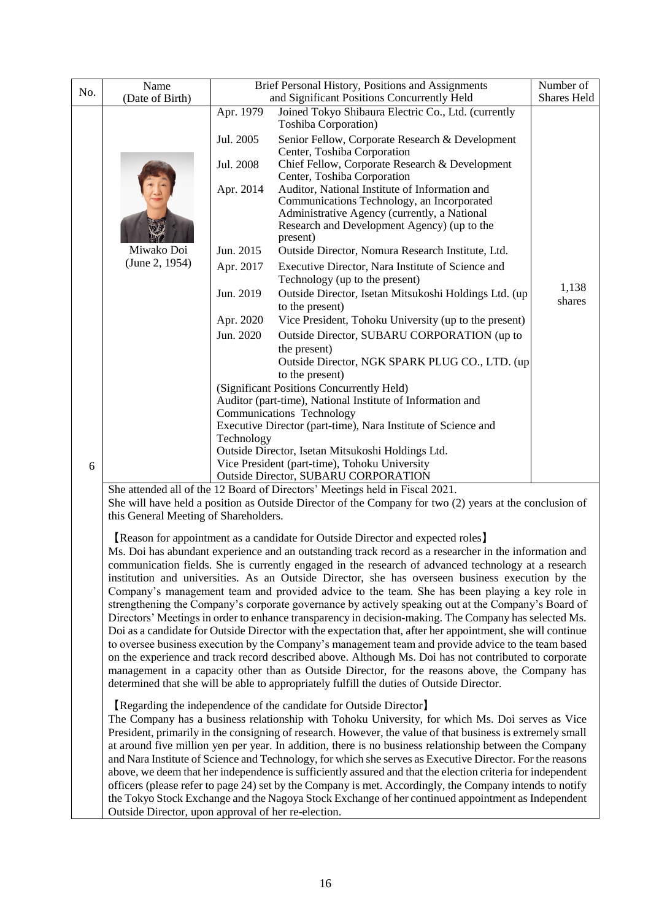| No. | Name (Date of Birth) | Brief Personal History, Positions and Assignments and Significant Positions Concurrently Held | Number of Shares Held |
|---|---|---|---|
| 6 | Miwako Doi (June 2, 1954) | Apr. 1979 Joined Tokyo Shibaura Electric Co., Ltd. (currently Toshiba Corporation)<br>Jul. 2005 Senior Fellow, Corporate Research & Development Center, Toshiba Corporation<br>Jul. 2008 Chief Fellow, Corporate Research & Development Center, Toshiba Corporation<br>Apr. 2014 Auditor, National Institute of Information and Communications Technology, an Incorporated Administrative Agency (currently, a National Research and Development Agency) (up to the present)<br>Jun. 2015 Outside Director, Nomura Research Institute, Ltd.<br>Apr. 2017 Executive Director, Nara Institute of Science and Technology (up to the present)<br>Jun. 2019 Outside Director, Isetan Mitsukoshi Holdings Ltd. (up to the present)<br>Apr. 2020 Vice President, Tohoku University (up to the present)<br>Jun. 2020 Outside Director, SUBARU CORPORATION (up to the present)<br>Outside Director, NGK SPARK PLUG CO., LTD. (up to the present)<br>(Significant Positions Concurrently Held)<br>Auditor (part-time), National Institute of Information and Communications Technology<br>Executive Director (part-time), Nara Institute of Science and Technology<br>Outside Director, Isetan Mitsukoshi Holdings Ltd.<br>Vice President (part-time), Tohoku University<br>Outside Director, SUBARU CORPORATION | 1,138 shares |

She attended all of the 12 Board of Directors' Meetings held in Fiscal 2021.
She will have held a position as Outside Director of the Company for two (2) years at the conclusion of this General Meeting of Shareholders.

【Reason for appointment as a candidate for Outside Director and expected roles】
Ms. Doi has abundant experience and an outstanding track record as a researcher in the information and communication fields. She is currently engaged in the research of advanced technology at a research institution and universities. As an Outside Director, she has overseen business execution by the Company's management team and provided advice to the team. She has been playing a key role in strengthening the Company's corporate governance by actively speaking out at the Company's Board of Directors' Meetings in order to enhance transparency in decision-making. The Company has selected Ms. Doi as a candidate for Outside Director with the expectation that, after her appointment, she will continue to oversee business execution by the Company's management team and provide advice to the team based on the experience and track record described above. Although Ms. Doi has not contributed to corporate management in a capacity other than as Outside Director, for the reasons above, the Company has determined that she will be able to appropriately fulfill the duties of Outside Director.

【Regarding the independence of the candidate for Outside Director】
The Company has a business relationship with Tohoku University, for which Ms. Doi serves as Vice President, primarily in the consigning of research. However, the value of that business is extremely small at around five million yen per year. In addition, there is no business relationship between the Company and Nara Institute of Science and Technology, for which she serves as Executive Director. For the reasons above, we deem that her independence is sufficiently assured and that the election criteria for independent officers (please refer to page 24) set by the Company is met. Accordingly, the Company intends to notify the Tokyo Stock Exchange and the Nagoya Stock Exchange of her continued appointment as Independent Outside Director, upon approval of her re-election.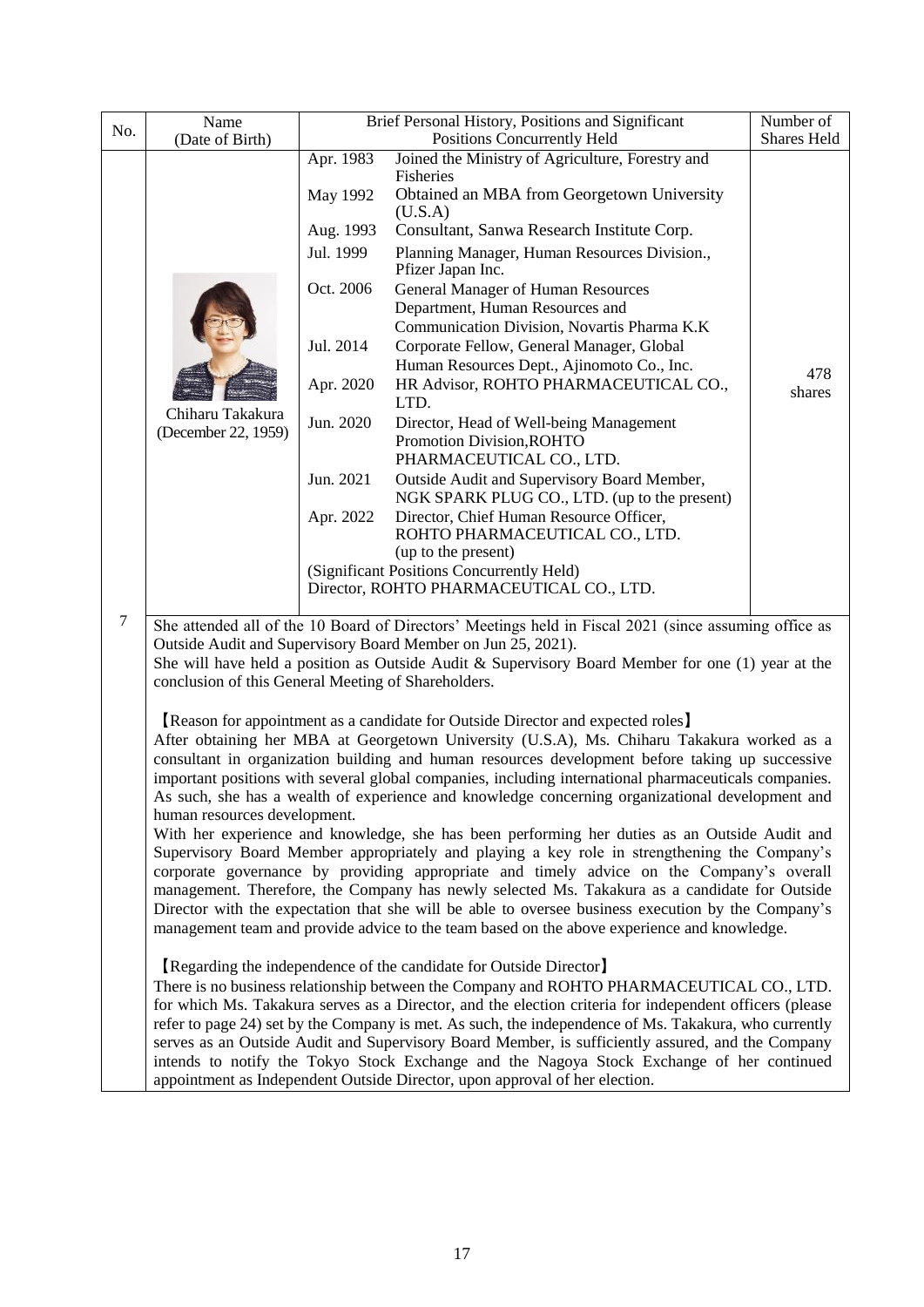| No. | Name (Date of Birth) | Brief Personal History, Positions and Significant Positions Concurrently Held | | Number of Shares Held |
|---|---|---|---|---|
| 7 | Chiharu Takakura (December 22, 1959) | Apr. 1983 | Joined the Ministry of Agriculture, Forestry and Fisheries | 478 shares |
| | | May 1992 | Obtained an MBA from Georgetown University (U.S.A) | |
| | | Aug. 1993 | Consultant, Sanwa Research Institute Corp. | |
| | | Jul. 1999 | Planning Manager, Human Resources Division., Pfizer Japan Inc. | |
| | | Oct. 2006 | General Manager of Human Resources Department, Human Resources and Communication Division, Novartis Pharma K.K | |
| | | Jul. 2014 | Corporate Fellow, General Manager, Global Human Resources Dept., Ajinomoto Co., Inc. | |
| | | Apr. 2020 | HR Advisor, ROHTO PHARMACEUTICAL CO., LTD. | |
| | | Jun. 2020 | Director, Head of Well-being Management Promotion Division,ROHTO PHARMACEUTICAL CO., LTD. | |
| | | Jun. 2021 | Outside Audit and Supervisory Board Member, NGK SPARK PLUG CO., LTD. (up to the present) | |
| | | Apr. 2022 | Director, Chief Human Resource Officer, ROHTO PHARMACEUTICAL CO., LTD. (up to the present) | |
| | | (Significant Positions Concurrently Held) Director, ROHTO PHARMACEUTICAL CO., LTD. | | |

She attended all of the 10 Board of Directors' Meetings held in Fiscal 2021 (since assuming office as Outside Audit and Supervisory Board Member on Jun 25, 2021).

She will have held a position as Outside Audit & Supervisory Board Member for one (1) year at the conclusion of this General Meeting of Shareholders.

【Reason for appointment as a candidate for Outside Director and expected roles】

After obtaining her MBA at Georgetown University (U.S.A), Ms. Chiharu Takakura worked as a consultant in organization building and human resources development before taking up successive important positions with several global companies, including international pharmaceuticals companies. As such, she has a wealth of experience and knowledge concerning organizational development and human resources development.

With her experience and knowledge, she has been performing her duties as an Outside Audit and Supervisory Board Member appropriately and playing a key role in strengthening the Company's corporate governance by providing appropriate and timely advice on the Company's overall management. Therefore, the Company has newly selected Ms. Takakura as a candidate for Outside Director with the expectation that she will be able to oversee business execution by the Company's management team and provide advice to the team based on the above experience and knowledge.

【Regarding the independence of the candidate for Outside Director】

There is no business relationship between the Company and ROHTO PHARMACEUTICAL CO., LTD. for which Ms. Takakura serves as a Director, and the election criteria for independent officers (please refer to page 24) set by the Company is met. As such, the independence of Ms. Takakura, who currently serves as an Outside Audit and Supervisory Board Member, is sufficiently assured, and the Company intends to notify the Tokyo Stock Exchange and the Nagoya Stock Exchange of her continued appointment as Independent Outside Director, upon approval of her election.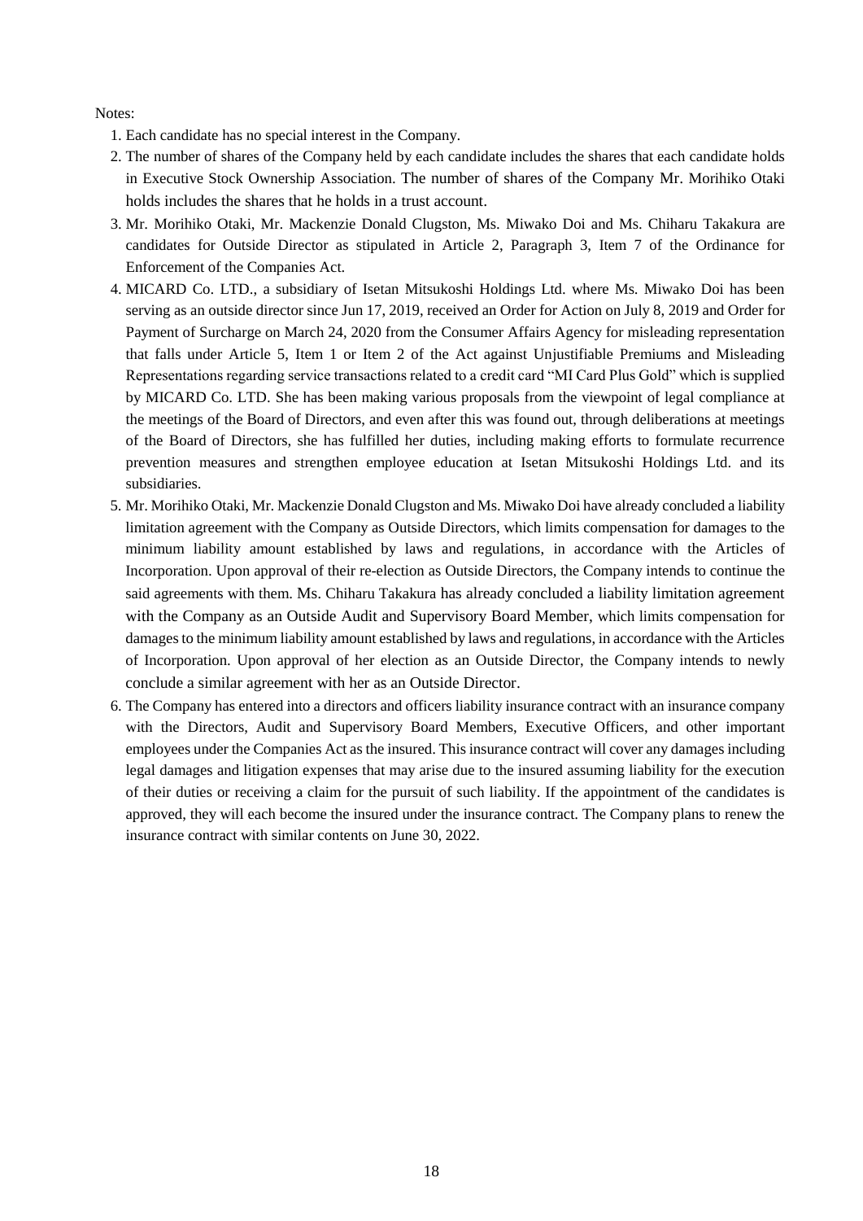Notes:

1. Each candidate has no special interest in the Company.
2. The number of shares of the Company held by each candidate includes the shares that each candidate holds in Executive Stock Ownership Association. The number of shares of the Company Mr. Morihiko Otaki holds includes the shares that he holds in a trust account.
3. Mr. Morihiko Otaki, Mr. Mackenzie Donald Clugston, Ms. Miwako Doi and Ms. Chiharu Takakura are candidates for Outside Director as stipulated in Article 2, Paragraph 3, Item 7 of the Ordinance for Enforcement of the Companies Act.
4. MICARD Co. LTD., a subsidiary of Isetan Mitsukoshi Holdings Ltd. where Ms. Miwako Doi has been serving as an outside director since Jun 17, 2019, received an Order for Action on July 8, 2019 and Order for Payment of Surcharge on March 24, 2020 from the Consumer Affairs Agency for misleading representation that falls under Article 5, Item 1 or Item 2 of the Act against Unjustifiable Premiums and Misleading Representations regarding service transactions related to a credit card "MI Card Plus Gold" which is supplied by MICARD Co. LTD. She has been making various proposals from the viewpoint of legal compliance at the meetings of the Board of Directors, and even after this was found out, through deliberations at meetings of the Board of Directors, she has fulfilled her duties, including making efforts to formulate recurrence prevention measures and strengthen employee education at Isetan Mitsukoshi Holdings Ltd. and its subsidiaries.
5. Mr. Morihiko Otaki, Mr. Mackenzie Donald Clugston and Ms. Miwako Doi have already concluded a liability limitation agreement with the Company as Outside Directors, which limits compensation for damages to the minimum liability amount established by laws and regulations, in accordance with the Articles of Incorporation. Upon approval of their re-election as Outside Directors, the Company intends to continue the said agreements with them. Ms. Chiharu Takakura has already concluded a liability limitation agreement with the Company as an Outside Audit and Supervisory Board Member, which limits compensation for damages to the minimum liability amount established by laws and regulations, in accordance with the Articles of Incorporation. Upon approval of her election as an Outside Director, the Company intends to newly conclude a similar agreement with her as an Outside Director.
6. The Company has entered into a directors and officers liability insurance contract with an insurance company with the Directors, Audit and Supervisory Board Members, Executive Officers, and other important employees under the Companies Act as the insured. This insurance contract will cover any damages including legal damages and litigation expenses that may arise due to the insured assuming liability for the execution of their duties or receiving a claim for the pursuit of such liability. If the appointment of the candidates is approved, they will each become the insured under the insurance contract. The Company plans to renew the insurance contract with similar contents on June 30, 2022.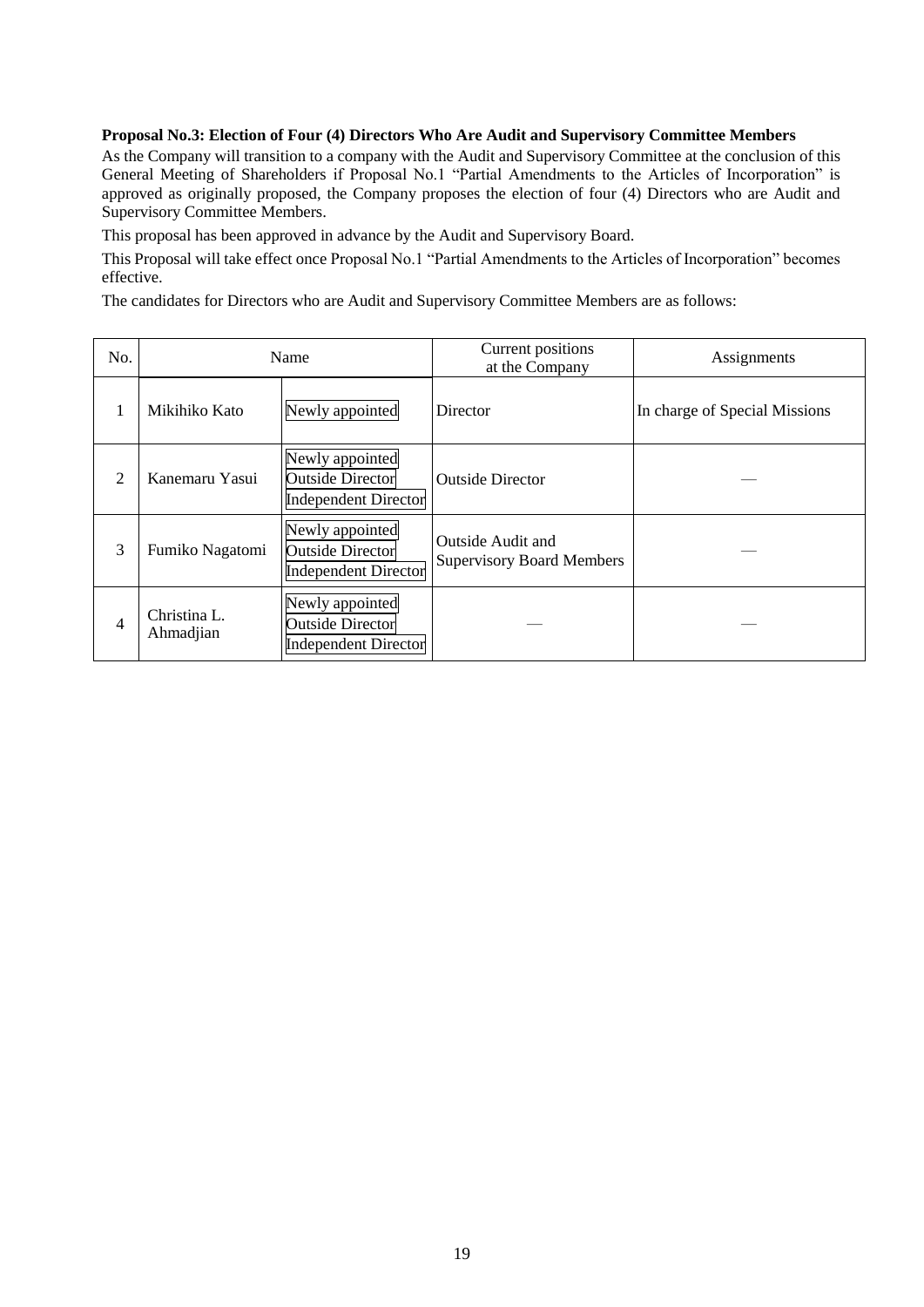**Proposal No.3: Election of Four (4) Directors Who Are Audit and Supervisory Committee Members**

As the Company will transition to a company with the Audit and Supervisory Committee at the conclusion of this General Meeting of Shareholders if Proposal No.1 "Partial Amendments to the Articles of Incorporation" is approved as originally proposed, the Company proposes the election of four (4) Directors who are Audit and Supervisory Committee Members.

This proposal has been approved in advance by the Audit and Supervisory Board.

This Proposal will take effect once Proposal No.1 "Partial Amendments to the Articles of Incorporation" becomes effective.

The candidates for Directors who are Audit and Supervisory Committee Members are as follows:

| No. | Name | | Current positions at the Company | Assignments |
|---|---|---|---|---|
| 1 | Mikihiko Kato | Newly appointed | Director | In charge of Special Missions |
| 2 | Kanemaru Yasui | Newly appointed<br>Outside Director<br>Independent Director | Outside Director | — |
| 3 | Fumiko Nagatomi | Newly appointed<br>Outside Director<br>Independent Director | Outside Audit and Supervisory Board Members | — |
| 4 | Christina L. Ahmadjian | Newly appointed<br>Outside Director<br>Independent Director | — | — |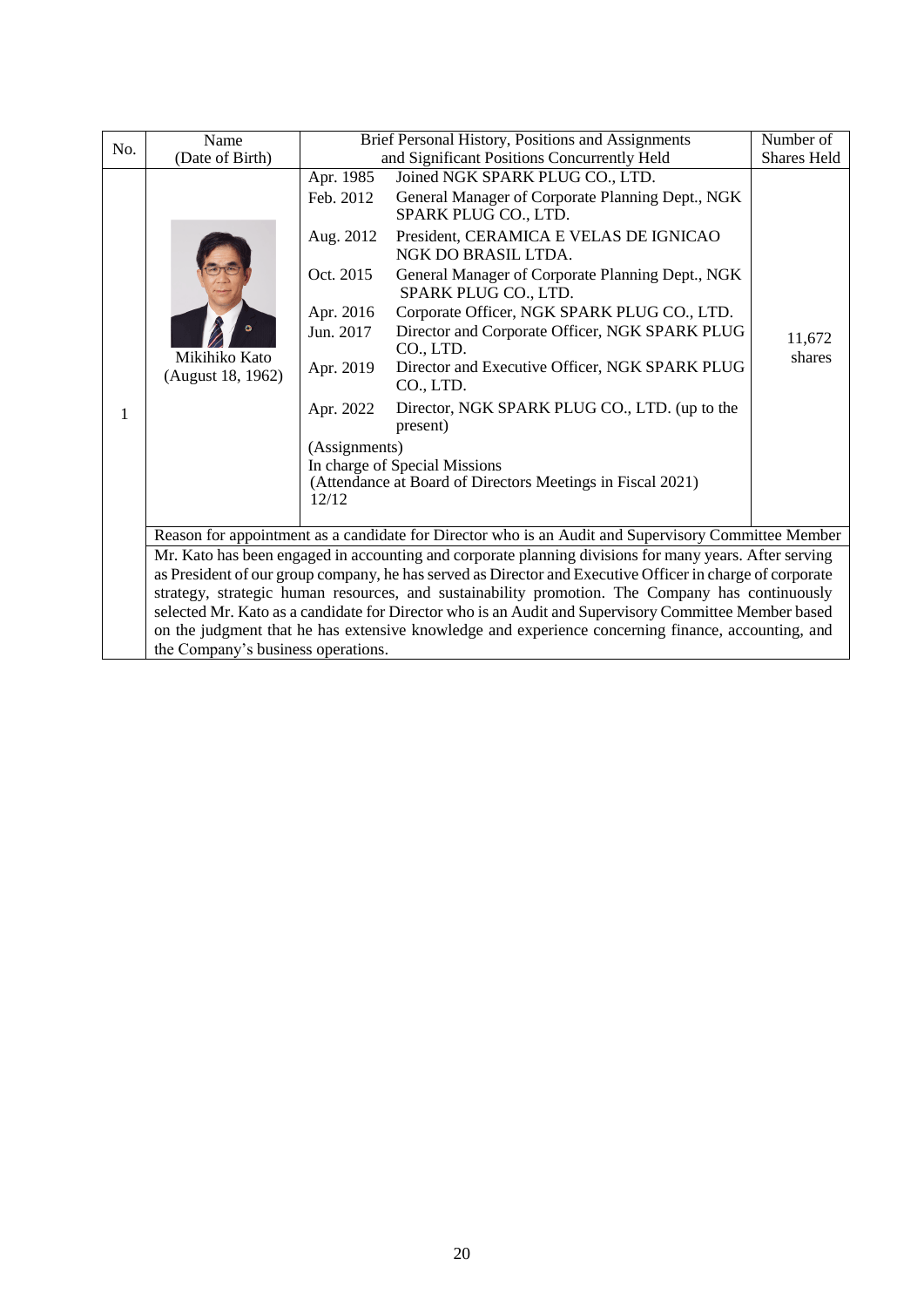| No. | Name (Date of Birth) | Brief Personal History, Positions and Assignments and Significant Positions Concurrently Held | Number of Shares Held |
|---|---|---|---|
| 1 | Mikihiko Kato (August 18, 1962) | Apr. 1985 Joined NGK SPARK PLUG CO., LTD.<br>Feb. 2012 General Manager of Corporate Planning Dept., NGK SPARK PLUG CO., LTD.<br>Aug. 2012 President, CERAMICA E VELAS DE IGNICAO NGK DO BRASIL LTDA.<br>Oct. 2015 General Manager of Corporate Planning Dept., NGK SPARK PLUG CO., LTD.<br>Apr. 2016 Corporate Officer, NGK SPARK PLUG CO., LTD.<br>Jun. 2017 Director and Corporate Officer, NGK SPARK PLUG CO., LTD.<br>Apr. 2019 Director and Executive Officer, NGK SPARK PLUG CO., LTD.<br>Apr. 2022 Director, NGK SPARK PLUG CO., LTD. (up to the present)<br>(Assignments)<br>In charge of Special Missions<br>(Attendance at Board of Directors Meetings in Fiscal 2021)<br>12/12 | 11,672 shares |
| | Reason for appointment as a candidate for Director who is an Audit and Supervisory Committee Member | | |
| | Mr. Kato has been engaged in accounting and corporate planning divisions for many years. After serving as President of our group company, he has served as Director and Executive Officer in charge of corporate strategy, strategic human resources, and sustainability promotion. The Company has continuously selected Mr. Kato as a candidate for Director who is an Audit and Supervisory Committee Member based on the judgment that he has extensive knowledge and experience concerning finance, accounting, and the Company's business operations. | | |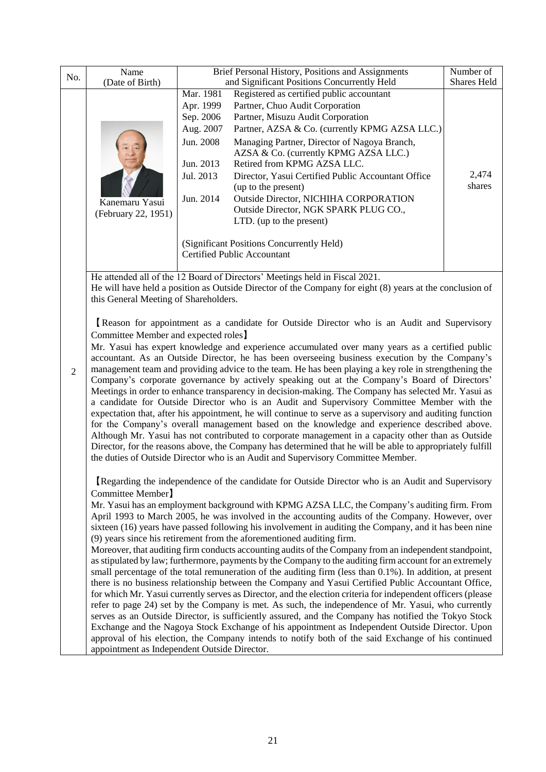| No. | Name (Date of Birth) | Brief Personal History, Positions and Assignments and Significant Positions Concurrently Held | Number of Shares Held |
|---|---|---|---|
| 2 | Kanemaru Yasui (February 22, 1951) | Mar. 1981 Registered as certified public accountant<br>Apr. 1999 Partner, Chuo Audit Corporation<br>Sep. 2006 Partner, Misuzu Audit Corporation<br>Aug. 2007 Partner, AZSA & Co. (currently KPMG AZSA LLC.)<br>Jun. 2008 Managing Partner, Director of Nagoya Branch, AZSA & Co. (currently KPMG AZSA LLC.)<br>Jun. 2013 Retired from KPMG AZSA LLC.<br>Jul. 2013 Director, Yasui Certified Public Accountant Office (up to the present)<br>Jun. 2014 Outside Director, NICHIHA CORPORATION<br>Outside Director, NGK SPARK PLUG CO., LTD. (up to the present)<br><br>(Significant Positions Concurrently Held)<br>Certified Public Accountant | 2,474 shares |

He attended all of the 12 Board of Directors' Meetings held in Fiscal 2021.
He will have held a position as Outside Director of the Company for eight (8) years at the conclusion of this General Meeting of Shareholders.

【Reason for appointment as a candidate for Outside Director who is an Audit and Supervisory Committee Member and expected roles】
Mr. Yasui has expert knowledge and experience accumulated over many years as a certified public accountant. As an Outside Director, he has been overseeing business execution by the Company's management team and providing advice to the team. He has been playing a key role in strengthening the Company's corporate governance by actively speaking out at the Company's Board of Directors' Meetings in order to enhance transparency in decision-making. The Company has selected Mr. Yasui as a candidate for Outside Director who is an Audit and Supervisory Committee Member with the expectation that, after his appointment, he will continue to serve as a supervisory and auditing function for the Company's overall management based on the knowledge and experience described above. Although Mr. Yasui has not contributed to corporate management in a capacity other than as Outside Director, for the reasons above, the Company has determined that he will be able to appropriately fulfill the duties of Outside Director who is an Audit and Supervisory Committee Member.

【Regarding the independence of the candidate for Outside Director who is an Audit and Supervisory Committee Member】
Mr. Yasui has an employment background with KPMG AZSA LLC, the Company's auditing firm. From April 1993 to March 2005, he was involved in the accounting audits of the Company. However, over sixteen (16) years have passed following his involvement in auditing the Company, and it has been nine (9) years since his retirement from the aforementioned auditing firm.
Moreover, that auditing firm conducts accounting audits of the Company from an independent standpoint, as stipulated by law; furthermore, payments by the Company to the auditing firm account for an extremely small percentage of the total remuneration of the auditing firm (less than 0.1%). In addition, at present there is no business relationship between the Company and Yasui Certified Public Accountant Office, for which Mr. Yasui currently serves as Director, and the election criteria for independent officers (please refer to page 24) set by the Company is met. As such, the independence of Mr. Yasui, who currently serves as an Outside Director, is sufficiently assured, and the Company has notified the Tokyo Stock Exchange and the Nagoya Stock Exchange of his appointment as Independent Outside Director. Upon approval of his election, the Company intends to notify both of the said Exchange of his continued appointment as Independent Outside Director.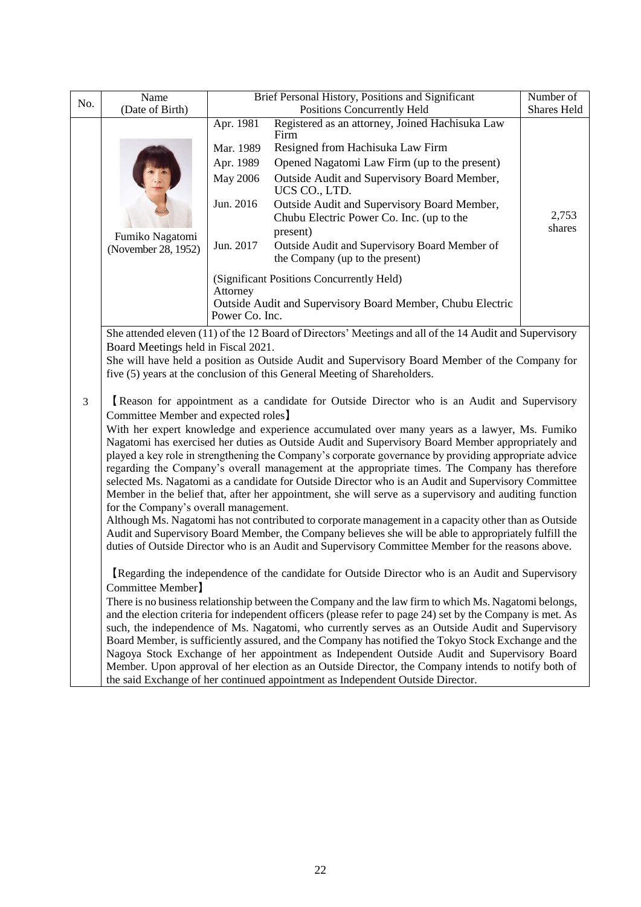| No. | Name (Date of Birth) | Brief Personal History, Positions and Significant Positions Concurrently Held | Number of Shares Held |
|---|---|---|---|
| 3 | Fumiko Nagatomi (November 28, 1952) | Apr. 1981 Registered as an attorney, Joined Hachisuka Law Firm<br>Mar. 1989 Resigned from Hachisuka Law Firm<br>Apr. 1989 Opened Nagatomi Law Firm (up to the present)<br>May 2006 Outside Audit and Supervisory Board Member, UCS CO., LTD.<br>Jun. 2016 Outside Audit and Supervisory Board Member, Chubu Electric Power Co. Inc. (up to the present)<br>Jun. 2017 Outside Audit and Supervisory Board Member of the Company (up to the present)<br><br>(Significant Positions Concurrently Held)<br>Attorney<br>Outside Audit and Supervisory Board Member, Chubu Electric Power Co. Inc. | 2,753 shares |

She attended eleven (11) of the 12 Board of Directors' Meetings and all of the 14 Audit and Supervisory Board Meetings held in Fiscal 2021.
She will have held a position as Outside Audit and Supervisory Board Member of the Company for five (5) years at the conclusion of this General Meeting of Shareholders.

【Reason for appointment as a candidate for Outside Director who is an Audit and Supervisory Committee Member and expected roles】
With her expert knowledge and experience accumulated over many years as a lawyer, Ms. Fumiko Nagatomi has exercised her duties as Outside Audit and Supervisory Board Member appropriately and played a key role in strengthening the Company's corporate governance by providing appropriate advice regarding the Company's overall management at the appropriate times. The Company has therefore selected Ms. Nagatomi as a candidate for Outside Director who is an Audit and Supervisory Committee Member in the belief that, after her appointment, she will serve as a supervisory and auditing function for the Company's overall management.
Although Ms. Nagatomi has not contributed to corporate management in a capacity other than as Outside Audit and Supervisory Board Member, the Company believes she will be able to appropriately fulfill the duties of Outside Director who is an Audit and Supervisory Committee Member for the reasons above.

【Regarding the independence of the candidate for Outside Director who is an Audit and Supervisory Committee Member】
There is no business relationship between the Company and the law firm to which Ms. Nagatomi belongs, and the election criteria for independent officers (please refer to page 24) set by the Company is met. As such, the independence of Ms. Nagatomi, who currently serves as an Outside Audit and Supervisory Board Member, is sufficiently assured, and the Company has notified the Tokyo Stock Exchange and the Nagoya Stock Exchange of her appointment as Independent Outside Audit and Supervisory Board Member. Upon approval of her election as an Outside Director, the Company intends to notify both of the said Exchange of her continued appointment as Independent Outside Director.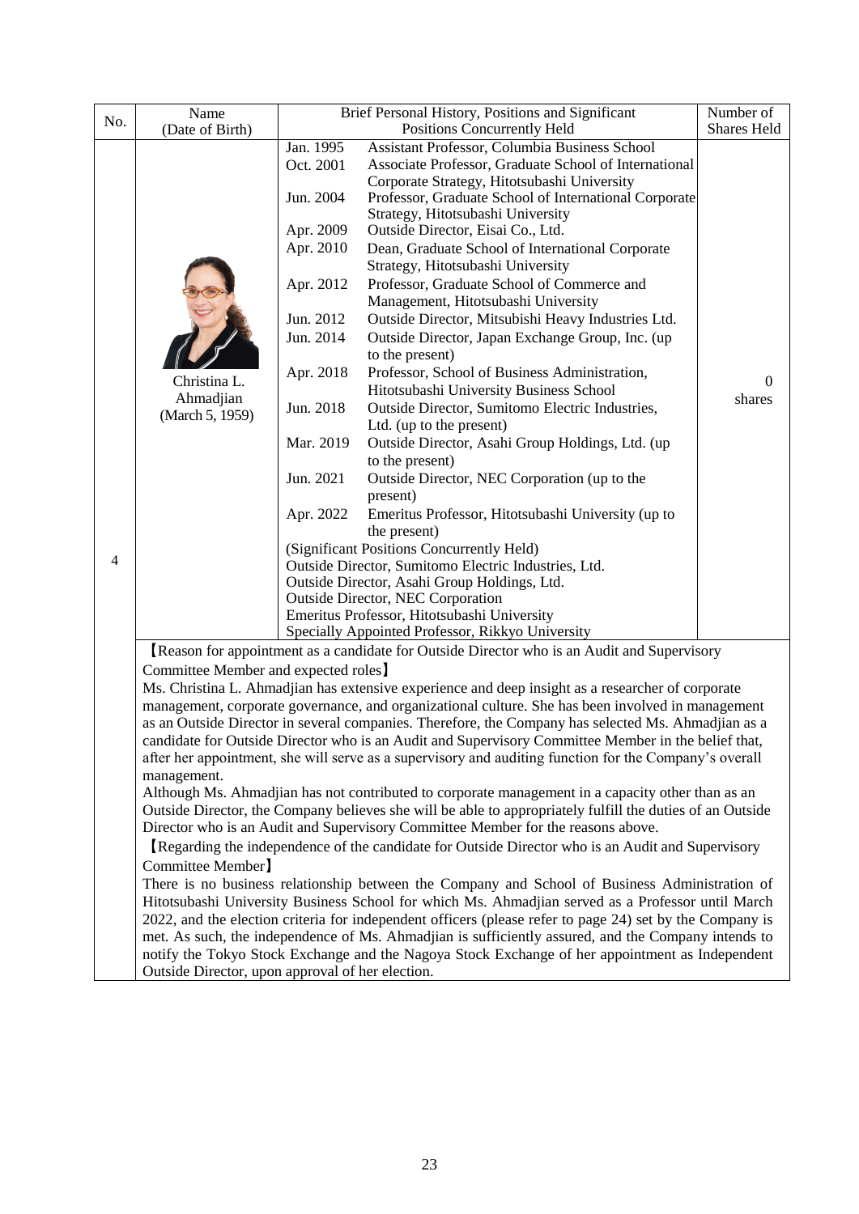| No. | Name (Date of Birth) | Brief Personal History, Positions and Significant Positions Concurrently Held | Number of Shares Held |
|---|---|---|---|
| 4 | Christina L. Ahmadjian (March 5, 1959) | Jan. 1995 Assistant Professor, Columbia Business School<br>Oct. 2001 Associate Professor, Graduate School of International Corporate Strategy, Hitotsubashi University<br>Jun. 2004 Professor, Graduate School of International Corporate Strategy, Hitotsubashi University<br>Apr. 2009 Outside Director, Eisai Co., Ltd.<br>Apr. 2010 Dean, Graduate School of International Corporate Strategy, Hitotsubashi University<br>Apr. 2012 Professor, Graduate School of Commerce and Management, Hitotsubashi University<br>Jun. 2012 Outside Director, Mitsubishi Heavy Industries Ltd.<br>Jun. 2014 Outside Director, Japan Exchange Group, Inc. (up to the present)<br>Apr. 2018 Professor, School of Business Administration, Hitotsubashi University Business School<br>Jun. 2018 Outside Director, Sumitomo Electric Industries, Ltd. (up to the present)<br>Mar. 2019 Outside Director, Asahi Group Holdings, Ltd. (up to the present)<br>Jun. 2021 Outside Director, NEC Corporation (up to the present)<br>Apr. 2022 Emeritus Professor, Hitotsubashi University (up to the present)<br>(Significant Positions Concurrently Held)<br>Outside Director, Sumitomo Electric Industries, Ltd.<br>Outside Director, Asahi Group Holdings, Ltd.<br>Outside Director, NEC Corporation<br>Emeritus Professor, Hitotsubashi University<br>Specially Appointed Professor, Rikkyo University | 0 shares |

【Reason for appointment as a candidate for Outside Director who is an Audit and Supervisory Committee Member and expected roles】

Ms. Christina L. Ahmadjian has extensive experience and deep insight as a researcher of corporate management, corporate governance, and organizational culture. She has been involved in management as an Outside Director in several companies. Therefore, the Company has selected Ms. Ahmadjian as a candidate for Outside Director who is an Audit and Supervisory Committee Member in the belief that, after her appointment, she will serve as a supervisory and auditing function for the Company's overall management.

Although Ms. Ahmadjian has not contributed to corporate management in a capacity other than as an Outside Director, the Company believes she will be able to appropriately fulfill the duties of an Outside Director who is an Audit and Supervisory Committee Member for the reasons above.

【Regarding the independence of the candidate for Outside Director who is an Audit and Supervisory Committee Member】

There is no business relationship between the Company and School of Business Administration of Hitotsubashi University Business School for which Ms. Ahmadjian served as a Professor until March 2022, and the election criteria for independent officers (please refer to page 24) set by the Company is met. As such, the independence of Ms. Ahmadjian is sufficiently assured, and the Company intends to notify the Tokyo Stock Exchange and the Nagoya Stock Exchange of her appointment as Independent Outside Director, upon approval of her election.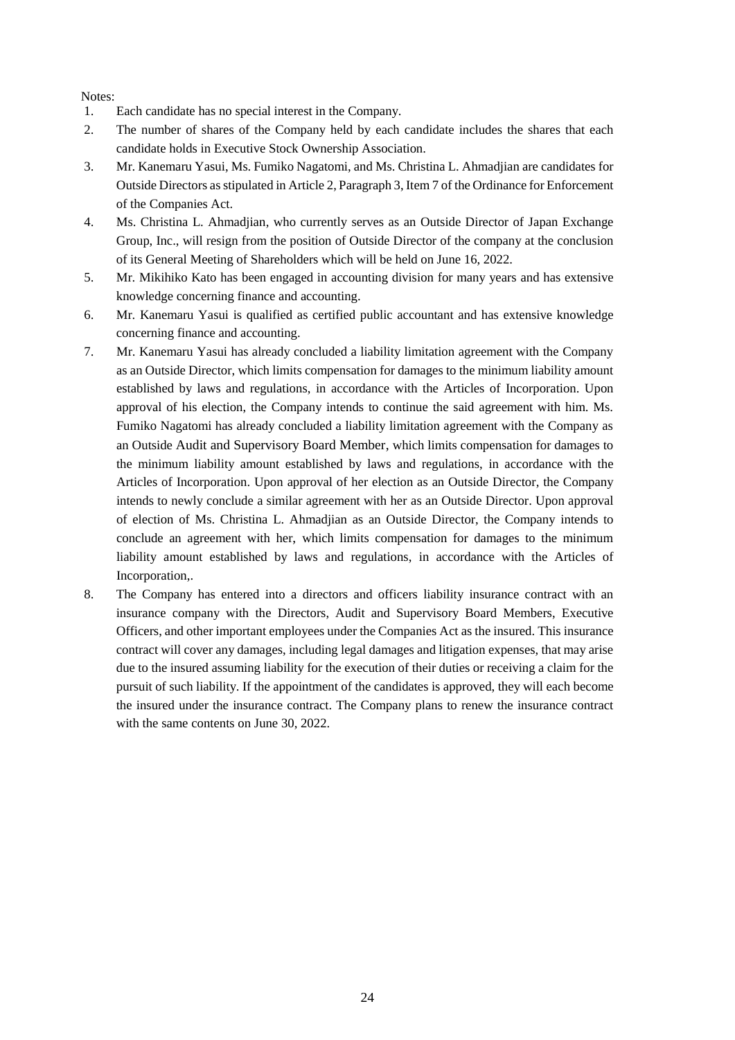Notes:

1. Each candidate has no special interest in the Company.
2. The number of shares of the Company held by each candidate includes the shares that each candidate holds in Executive Stock Ownership Association.
3. Mr. Kanemaru Yasui, Ms. Fumiko Nagatomi, and Ms. Christina L. Ahmadjian are candidates for Outside Directors as stipulated in Article 2, Paragraph 3, Item 7 of the Ordinance for Enforcement of the Companies Act.
4. Ms. Christina L. Ahmadjian, who currently serves as an Outside Director of Japan Exchange Group, Inc., will resign from the position of Outside Director of the company at the conclusion of its General Meeting of Shareholders which will be held on June 16, 2022.
5. Mr. Mikihiko Kato has been engaged in accounting division for many years and has extensive knowledge concerning finance and accounting.
6. Mr. Kanemaru Yasui is qualified as certified public accountant and has extensive knowledge concerning finance and accounting.
7. Mr. Kanemaru Yasui has already concluded a liability limitation agreement with the Company as an Outside Director, which limits compensation for damages to the minimum liability amount established by laws and regulations, in accordance with the Articles of Incorporation. Upon approval of his election, the Company intends to continue the said agreement with him. Ms. Fumiko Nagatomi has already concluded a liability limitation agreement with the Company as an Outside Audit and Supervisory Board Member, which limits compensation for damages to the minimum liability amount established by laws and regulations, in accordance with the Articles of Incorporation. Upon approval of her election as an Outside Director, the Company intends to newly conclude a similar agreement with her as an Outside Director. Upon approval of election of Ms. Christina L. Ahmadjian as an Outside Director, the Company intends to conclude an agreement with her, which limits compensation for damages to the minimum liability amount established by laws and regulations, in accordance with the Articles of Incorporation,.
8. The Company has entered into a directors and officers liability insurance contract with an insurance company with the Directors, Audit and Supervisory Board Members, Executive Officers, and other important employees under the Companies Act as the insured. This insurance contract will cover any damages, including legal damages and litigation expenses, that may arise due to the insured assuming liability for the execution of their duties or receiving a claim for the pursuit of such liability. If the appointment of the candidates is approved, they will each become the insured under the insurance contract. The Company plans to renew the insurance contract with the same contents on June 30, 2022.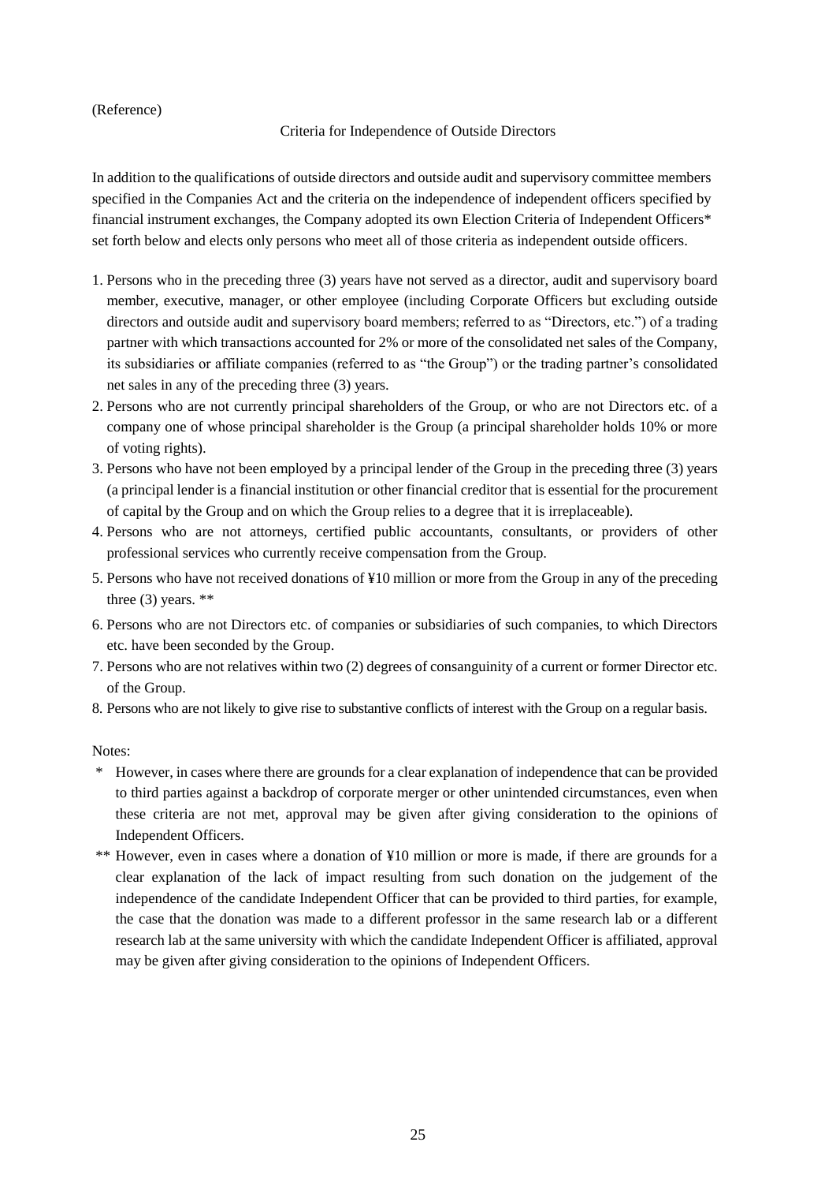(Reference)

## Criteria for Independence of Outside Directors

In addition to the qualifications of outside directors and outside audit and supervisory committee members specified in the Companies Act and the criteria on the independence of independent officers specified by financial instrument exchanges, the Company adopted its own Election Criteria of Independent Officers* set forth below and elects only persons who meet all of those criteria as independent outside officers.

1. Persons who in the preceding three (3) years have not served as a director, audit and supervisory board member, executive, manager, or other employee (including Corporate Officers but excluding outside directors and outside audit and supervisory board members; referred to as "Directors, etc.") of a trading partner with which transactions accounted for 2% or more of the consolidated net sales of the Company, its subsidiaries or affiliate companies (referred to as "the Group") or the trading partner's consolidated net sales in any of the preceding three (3) years.
2. Persons who are not currently principal shareholders of the Group, or who are not Directors etc. of a company one of whose principal shareholder is the Group (a principal shareholder holds 10% or more of voting rights).
3. Persons who have not been employed by a principal lender of the Group in the preceding three (3) years (a principal lender is a financial institution or other financial creditor that is essential for the procurement of capital by the Group and on which the Group relies to a degree that it is irreplaceable).
4. Persons who are not attorneys, certified public accountants, consultants, or providers of other professional services who currently receive compensation from the Group.
5. Persons who have not received donations of ¥10 million or more from the Group in any of the preceding three (3) years. **
6. Persons who are not Directors etc. of companies or subsidiaries of such companies, to which Directors etc. have been seconded by the Group.
7. Persons who are not relatives within two (2) degrees of consanguinity of a current or former Director etc. of the Group.
8. Persons who are not likely to give rise to substantive conflicts of interest with the Group on a regular basis.

Notes:

\* However, in cases where there are grounds for a clear explanation of independence that can be provided to third parties against a backdrop of corporate merger or other unintended circumstances, even when these criteria are not met, approval may be given after giving consideration to the opinions of Independent Officers.

\** However, even in cases where a donation of ¥10 million or more is made, if there are grounds for a clear explanation of the lack of impact resulting from such donation on the judgement of the independence of the candidate Independent Officer that can be provided to third parties, for example, the case that the donation was made to a different professor in the same research lab or a different research lab at the same university with which the candidate Independent Officer is affiliated, approval may be given after giving consideration to the opinions of Independent Officers.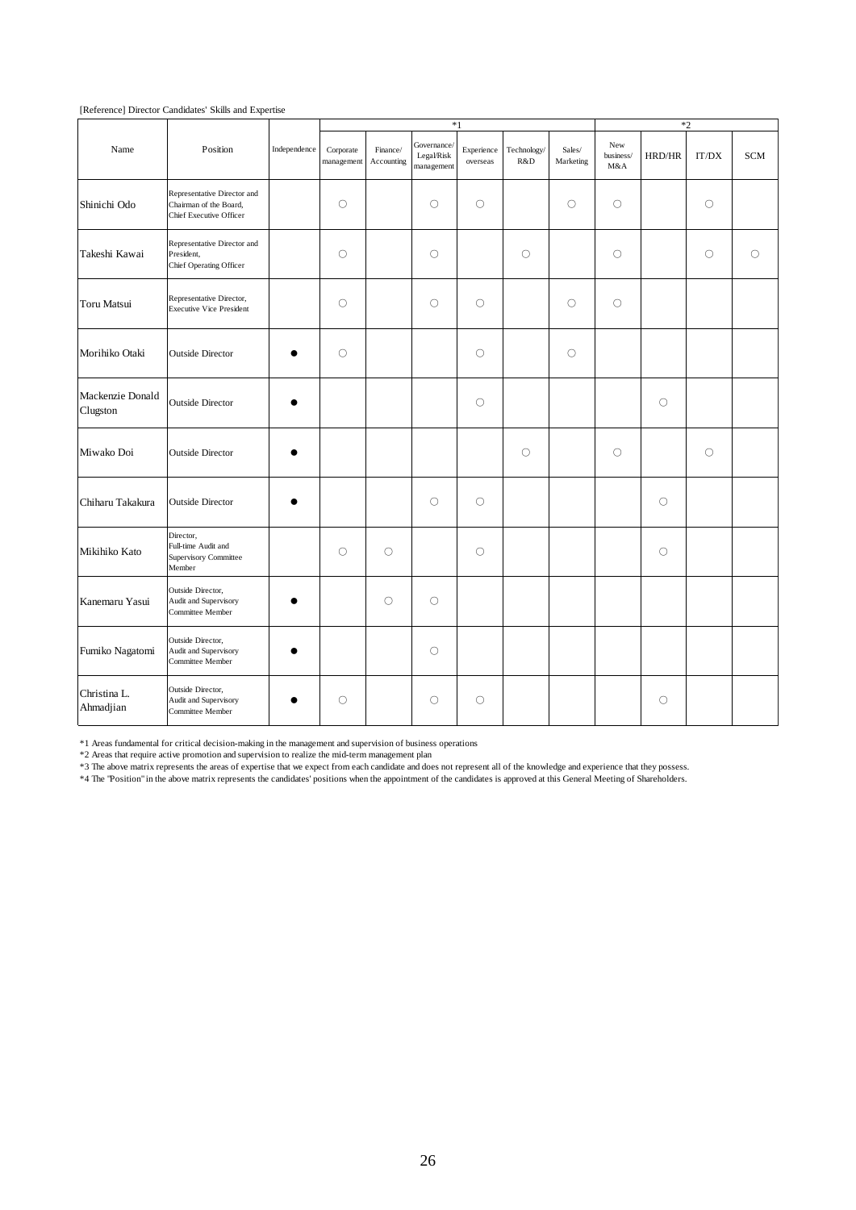[Reference] Director Candidates' Skills and Expertise

| Name | Position | Independence | *1 | | | | | | *2 | | | |
|---|---|---|---|---|---|---|---|---|---|---|---|---|
| | | | Corporate management | Finance/ Accounting | Governance/ Legal/Risk management | Experience overseas | Technology/ R&D | Sales/ Marketing | New business/ M&A | HRD/HR | IT/DX | SCM |
| Shinichi Odo | Representative Director and Chairman of the Board, Chief Executive Officer | | ○ | | ○ | ○ | | ○ | ○ | | ○ | |
| Takeshi Kawai | Representative Director and President, Chief Operating Officer | | ○ | | ○ | | ○ | | ○ | | ○ | ○ |
| Toru Matsui | Representative Director, Executive Vice President | | ○ | | ○ | ○ | | ○ | ○ | | | |
| Morihiko Otaki | Outside Director | ● | ○ | | | ○ | | ○ | | | | |
| Mackenzie Donald Clugston | Outside Director | ● | | | | ○ | | | | ○ | | |
| Miwako Doi | Outside Director | ● | | | | | ○ | | ○ | | ○ | |
| Chiharu Takakura | Outside Director | ● | | | ○ | ○ | | | | ○ | | |
| Mikihiko Kato | Director, Full-time Audit and Supervisory Committee Member | | ○ | ○ | | ○ | | | | ○ | | |
| Kanemaru Yasui | Outside Director, Audit and Supervisory Committee Member | ● | | ○ | ○ | | | | | | | |
| Fumiko Nagatomi | Outside Director, Audit and Supervisory Committee Member | ● | | | ○ | | | | | | | |
| Christina L. Ahmadjian | Outside Director, Audit and Supervisory Committee Member | ● | ○ | | ○ | ○ | | | | ○ | | |

*1 Areas fundamental for critical decision-making in the management and supervision of business operations

*2 Areas that require active promotion and supervision to realize the mid-term management plan

*3 The above matrix represents the areas of expertise that we expect from each candidate and does not represent all of the knowledge and experience that they possess.

*4 The "Position" in the above matrix represents the candidates' positions when the appointment of the candidates is approved at this General Meeting of Shareholders.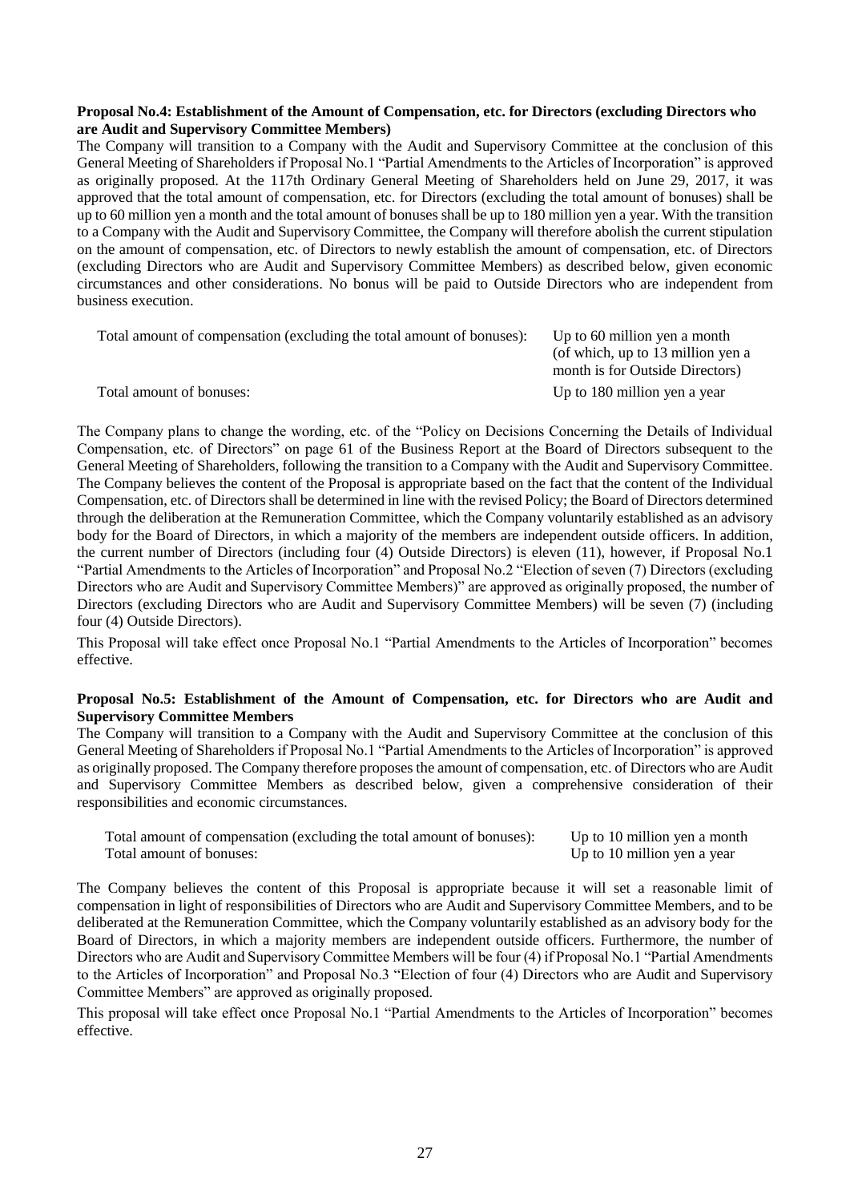**Proposal No.4: Establishment of the Amount of Compensation, etc. for Directors (excluding Directors who are Audit and Supervisory Committee Members)**

The Company will transition to a Company with the Audit and Supervisory Committee at the conclusion of this General Meeting of Shareholders if Proposal No.1 "Partial Amendments to the Articles of Incorporation" is approved as originally proposed. At the 117th Ordinary General Meeting of Shareholders held on June 29, 2017, it was approved that the total amount of compensation, etc. for Directors (excluding the total amount of bonuses) shall be up to 60 million yen a month and the total amount of bonuses shall be up to 180 million yen a year. With the transition to a Company with the Audit and Supervisory Committee, the Company will therefore abolish the current stipulation on the amount of compensation, etc. of Directors to newly establish the amount of compensation, etc. of Directors (excluding Directors who are Audit and Supervisory Committee Members) as described below, given economic circumstances and other considerations. No bonus will be paid to Outside Directors who are independent from business execution.

| | |
|---|---|
| Total amount of compensation (excluding the total amount of bonuses): | Up to 60 million yen a month (of which, up to 13 million yen a month is for Outside Directors) |
| Total amount of bonuses: | Up to 180 million yen a year |

The Company plans to change the wording, etc. of the "Policy on Decisions Concerning the Details of Individual Compensation, etc. of Directors" on page 61 of the Business Report at the Board of Directors subsequent to the General Meeting of Shareholders, following the transition to a Company with the Audit and Supervisory Committee. The Company believes the content of the Proposal is appropriate based on the fact that the content of the Individual Compensation, etc. of Directors shall be determined in line with the revised Policy; the Board of Directors determined through the deliberation at the Remuneration Committee, which the Company voluntarily established as an advisory body for the Board of Directors, in which a majority of the members are independent outside officers. In addition, the current number of Directors (including four (4) Outside Directors) is eleven (11), however, if Proposal No.1 "Partial Amendments to the Articles of Incorporation" and Proposal No.2 "Election of seven (7) Directors (excluding Directors who are Audit and Supervisory Committee Members)" are approved as originally proposed, the number of Directors (excluding Directors who are Audit and Supervisory Committee Members) will be seven (7) (including four (4) Outside Directors).

This Proposal will take effect once Proposal No.1 "Partial Amendments to the Articles of Incorporation" becomes effective.

**Proposal No.5: Establishment of the Amount of Compensation, etc. for Directors who are Audit and Supervisory Committee Members**

The Company will transition to a Company with the Audit and Supervisory Committee at the conclusion of this General Meeting of Shareholders if Proposal No.1 "Partial Amendments to the Articles of Incorporation" is approved as originally proposed. The Company therefore proposes the amount of compensation, etc. of Directors who are Audit and Supervisory Committee Members as described below, given a comprehensive consideration of their responsibilities and economic circumstances.

| | |
|---|---|
| Total amount of compensation (excluding the total amount of bonuses): | Up to 10 million yen a month |
| Total amount of bonuses: | Up to 10 million yen a year |

The Company believes the content of this Proposal is appropriate because it will set a reasonable limit of compensation in light of responsibilities of Directors who are Audit and Supervisory Committee Members, and to be deliberated at the Remuneration Committee, which the Company voluntarily established as an advisory body for the Board of Directors, in which a majority members are independent outside officers. Furthermore, the number of Directors who are Audit and Supervisory Committee Members will be four (4) if Proposal No.1 "Partial Amendments to the Articles of Incorporation" and Proposal No.3 "Election of four (4) Directors who are Audit and Supervisory Committee Members" are approved as originally proposed.

This proposal will take effect once Proposal No.1 "Partial Amendments to the Articles of Incorporation" becomes effective.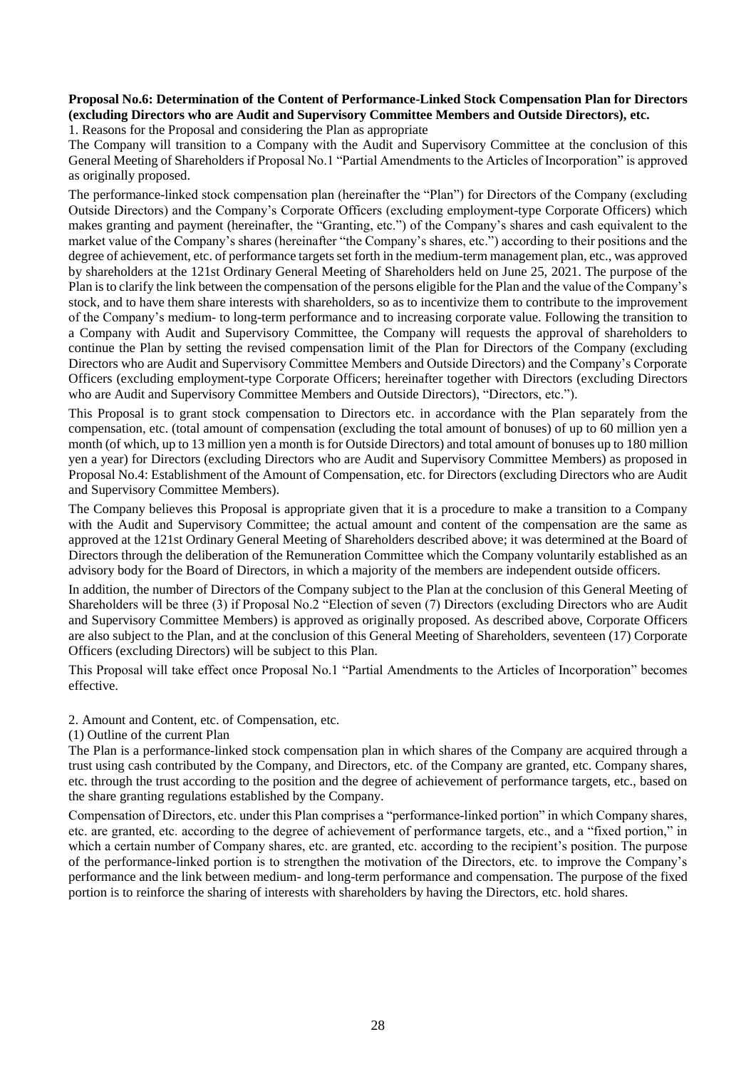**Proposal No.6: Determination of the Content of Performance-Linked Stock Compensation Plan for Directors (excluding Directors who are Audit and Supervisory Committee Members and Outside Directors), etc.**

1. Reasons for the Proposal and considering the Plan as appropriate

The Company will transition to a Company with the Audit and Supervisory Committee at the conclusion of this General Meeting of Shareholders if Proposal No.1 "Partial Amendments to the Articles of Incorporation" is approved as originally proposed.

The performance-linked stock compensation plan (hereinafter the "Plan") for Directors of the Company (excluding Outside Directors) and the Company's Corporate Officers (excluding employment-type Corporate Officers) which makes granting and payment (hereinafter, the "Granting, etc.") of the Company's shares and cash equivalent to the market value of the Company's shares (hereinafter "the Company's shares, etc.") according to their positions and the degree of achievement, etc. of performance targets set forth in the medium-term management plan, etc., was approved by shareholders at the 121st Ordinary General Meeting of Shareholders held on June 25, 2021. The purpose of the Plan is to clarify the link between the compensation of the persons eligible for the Plan and the value of the Company's stock, and to have them share interests with shareholders, so as to incentivize them to contribute to the improvement of the Company's medium- to long-term performance and to increasing corporate value. Following the transition to a Company with Audit and Supervisory Committee, the Company will requests the approval of shareholders to continue the Plan by setting the revised compensation limit of the Plan for Directors of the Company (excluding Directors who are Audit and Supervisory Committee Members and Outside Directors) and the Company's Corporate Officers (excluding employment-type Corporate Officers; hereinafter together with Directors (excluding Directors who are Audit and Supervisory Committee Members and Outside Directors), "Directors, etc.").

This Proposal is to grant stock compensation to Directors etc. in accordance with the Plan separately from the compensation, etc. (total amount of compensation (excluding the total amount of bonuses) of up to 60 million yen a month (of which, up to 13 million yen a month is for Outside Directors) and total amount of bonuses up to 180 million yen a year) for Directors (excluding Directors who are Audit and Supervisory Committee Members) as proposed in Proposal No.4: Establishment of the Amount of Compensation, etc. for Directors (excluding Directors who are Audit and Supervisory Committee Members).

The Company believes this Proposal is appropriate given that it is a procedure to make a transition to a Company with the Audit and Supervisory Committee; the actual amount and content of the compensation are the same as approved at the 121st Ordinary General Meeting of Shareholders described above; it was determined at the Board of Directors through the deliberation of the Remuneration Committee which the Company voluntarily established as an advisory body for the Board of Directors, in which a majority of the members are independent outside officers.

In addition, the number of Directors of the Company subject to the Plan at the conclusion of this General Meeting of Shareholders will be three (3) if Proposal No.2 "Election of seven (7) Directors (excluding Directors who are Audit and Supervisory Committee Members) is approved as originally proposed. As described above, Corporate Officers are also subject to the Plan, and at the conclusion of this General Meeting of Shareholders, seventeen (17) Corporate Officers (excluding Directors) will be subject to this Plan.

This Proposal will take effect once Proposal No.1 "Partial Amendments to the Articles of Incorporation" becomes effective.

2. Amount and Content, etc. of Compensation, etc.

(1) Outline of the current Plan

The Plan is a performance-linked stock compensation plan in which shares of the Company are acquired through a trust using cash contributed by the Company, and Directors, etc. of the Company are granted, etc. Company shares, etc. through the trust according to the position and the degree of achievement of performance targets, etc., based on the share granting regulations established by the Company.

Compensation of Directors, etc. under this Plan comprises a "performance-linked portion" in which Company shares, etc. are granted, etc. according to the degree of achievement of performance targets, etc., and a "fixed portion," in which a certain number of Company shares, etc. are granted, etc. according to the recipient's position. The purpose of the performance-linked portion is to strengthen the motivation of the Directors, etc. to improve the Company's performance and the link between medium- and long-term performance and compensation. The purpose of the fixed portion is to reinforce the sharing of interests with shareholders by having the Directors, etc. hold shares.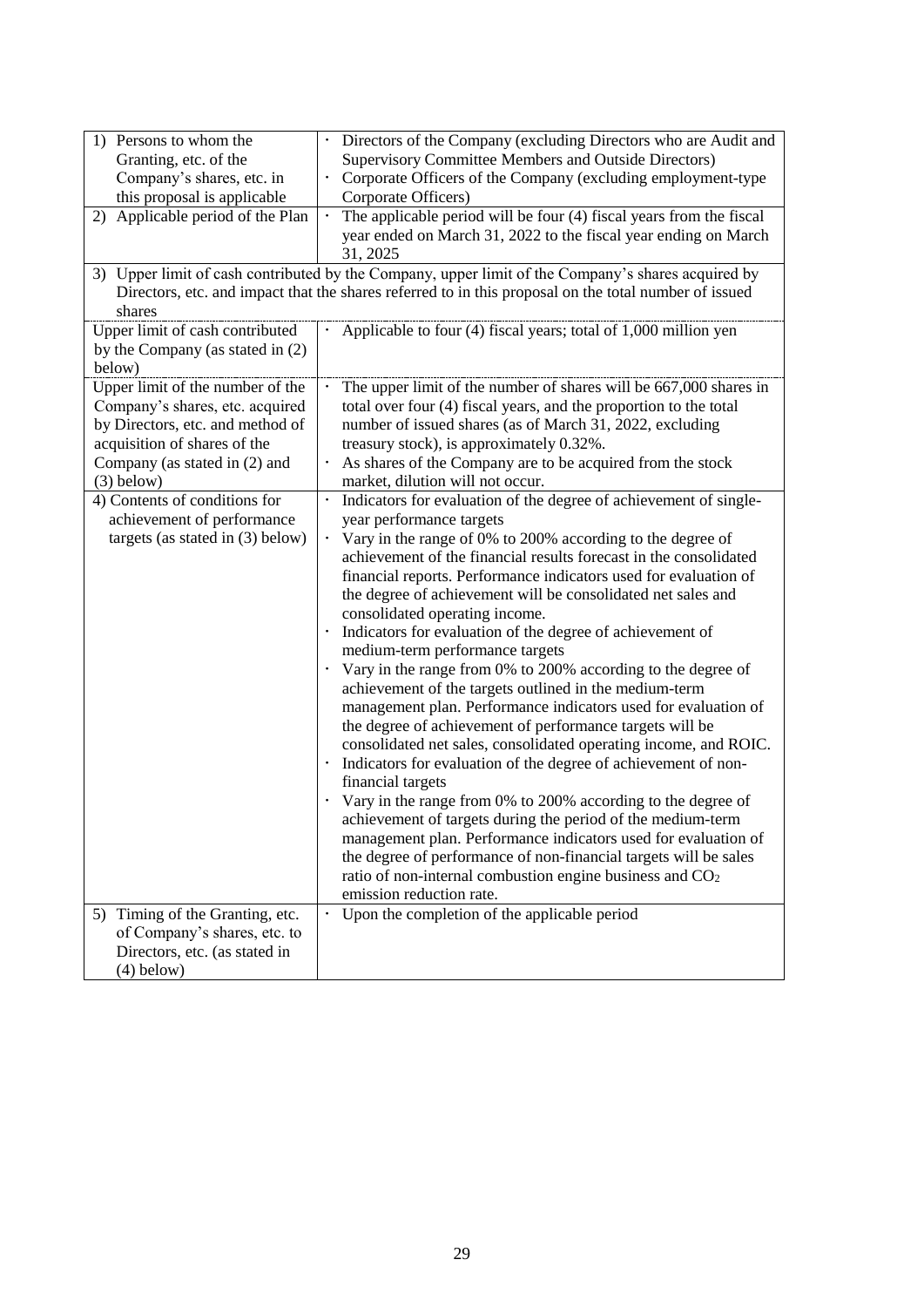| 1) Persons to whom the Granting, etc. of the Company's shares, etc. in this proposal is applicable | · Directors of the Company (excluding Directors who are Audit and Supervisory Committee Members and Outside Directors)<br>· Corporate Officers of the Company (excluding employment-type Corporate Officers) |
|---|---|
| 2) Applicable period of the Plan | · The applicable period will be four (4) fiscal years from the fiscal year ended on March 31, 2022 to the fiscal year ending on March 31, 2025 |
| 3) Upper limit of cash contributed by the Company, upper limit of the Company's shares acquired by Directors, etc. and impact that the shares referred to in this proposal on the total number of issued shares | |
| Upper limit of cash contributed by the Company (as stated in (2) below) | · Applicable to four (4) fiscal years; total of 1,000 million yen |
| Upper limit of the number of the Company's shares, etc. acquired by Directors, etc. and method of acquisition of shares of the Company (as stated in (2) and (3) below) | · The upper limit of the number of shares will be 667,000 shares in total over four (4) fiscal years, and the proportion to the total number of issued shares (as of March 31, 2022, excluding treasury stock), is approximately 0.32%.<br>· As shares of the Company are to be acquired from the stock market, dilution will not occur. |
| 4) Contents of conditions for achievement of performance targets (as stated in (3) below) | · Indicators for evaluation of the degree of achievement of single-year performance targets<br>· Vary in the range of 0% to 200% according to the degree of achievement of the financial results forecast in the consolidated financial reports. Performance indicators used for evaluation of the degree of achievement will be consolidated net sales and consolidated operating income.<br>· Indicators for evaluation of the degree of achievement of medium-term performance targets<br>· Vary in the range from 0% to 200% according to the degree of achievement of the targets outlined in the medium-term management plan. Performance indicators used for evaluation of the degree of achievement of performance targets will be consolidated net sales, consolidated operating income, and ROIC.<br>· Indicators for evaluation of the degree of achievement of non-financial targets<br>· Vary in the range from 0% to 200% according to the degree of achievement of targets during the period of the medium-term management plan. Performance indicators used for evaluation of the degree of performance of non-financial targets will be sales ratio of non-internal combustion engine business and $CO_2$ emission reduction rate. |
| 5) Timing of the Granting, etc. of Company's shares, etc. to Directors, etc. (as stated in (4) below) | · Upon the completion of the applicable period |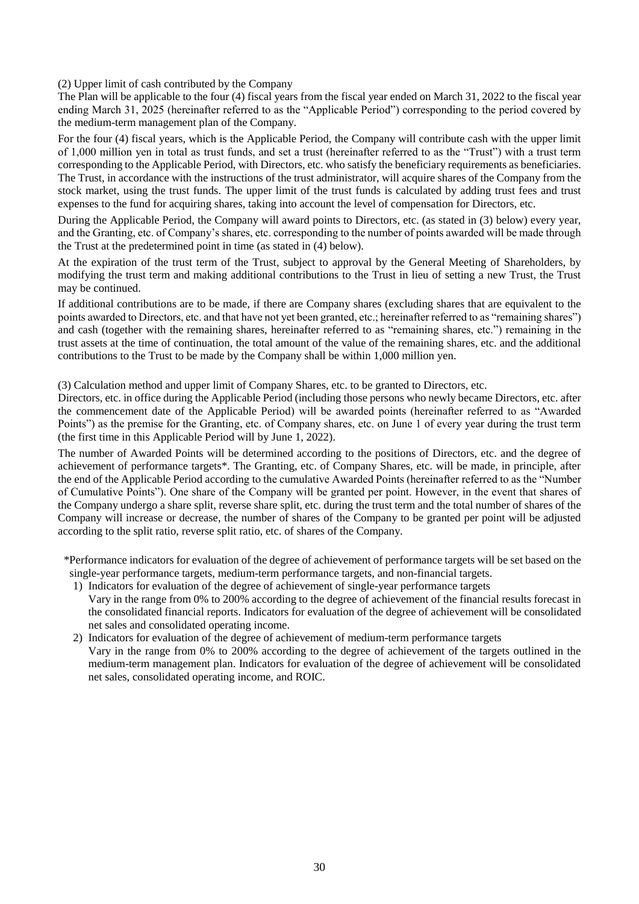(2) Upper limit of cash contributed by the Company

The Plan will be applicable to the four (4) fiscal years from the fiscal year ended on March 31, 2022 to the fiscal year ending March 31, 2025 (hereinafter referred to as the "Applicable Period") corresponding to the period covered by the medium-term management plan of the Company.

For the four (4) fiscal years, which is the Applicable Period, the Company will contribute cash with the upper limit of 1,000 million yen in total as trust funds, and set a trust (hereinafter referred to as the "Trust") with a trust term corresponding to the Applicable Period, with Directors, etc. who satisfy the beneficiary requirements as beneficiaries. The Trust, in accordance with the instructions of the trust administrator, will acquire shares of the Company from the stock market, using the trust funds. The upper limit of the trust funds is calculated by adding trust fees and trust expenses to the fund for acquiring shares, taking into account the level of compensation for Directors, etc.

During the Applicable Period, the Company will award points to Directors, etc. (as stated in (3) below) every year, and the Granting, etc. of Company's shares, etc. corresponding to the number of points awarded will be made through the Trust at the predetermined point in time (as stated in (4) below).

At the expiration of the trust term of the Trust, subject to approval by the General Meeting of Shareholders, by modifying the trust term and making additional contributions to the Trust in lieu of setting a new Trust, the Trust may be continued.

If additional contributions are to be made, if there are Company shares (excluding shares that are equivalent to the points awarded to Directors, etc. and that have not yet been granted, etc.; hereinafter referred to as "remaining shares") and cash (together with the remaining shares, hereinafter referred to as "remaining shares, etc.") remaining in the trust assets at the time of continuation, the total amount of the value of the remaining shares, etc. and the additional contributions to the Trust to be made by the Company shall be within 1,000 million yen.

(3) Calculation method and upper limit of Company Shares, etc. to be granted to Directors, etc.

Directors, etc. in office during the Applicable Period (including those persons who newly became Directors, etc. after the commencement date of the Applicable Period) will be awarded points (hereinafter referred to as "Awarded Points") as the premise for the Granting, etc. of Company shares, etc. on June 1 of every year during the trust term (the first time in this Applicable Period will by June 1, 2022).

The number of Awarded Points will be determined according to the positions of Directors, etc. and the degree of achievement of performance targets*. The Granting, etc. of Company Shares, etc. will be made, in principle, after the end of the Applicable Period according to the cumulative Awarded Points (hereinafter referred to as the "Number of Cumulative Points"). One share of the Company will be granted per point. However, in the event that shares of the Company undergo a share split, reverse share split, etc. during the trust term and the total number of shares of the Company will increase or decrease, the number of shares of the Company to be granted per point will be adjusted according to the split ratio, reverse split ratio, etc. of shares of the Company.

*Performance indicators for evaluation of the degree of achievement of performance targets will be set based on the single-year performance targets, medium-term performance targets, and non-financial targets.

1) Indicators for evaluation of the degree of achievement of single-year performance targets
   Vary in the range from 0% to 200% according to the degree of achievement of the financial results forecast in the consolidated financial reports. Indicators for evaluation of the degree of achievement will be consolidated net sales and consolidated operating income.
2) Indicators for evaluation of the degree of achievement of medium-term performance targets
   Vary in the range from 0% to 200% according to the degree of achievement of the targets outlined in the medium-term management plan. Indicators for evaluation of the degree of achievement will be consolidated net sales, consolidated operating income, and ROIC.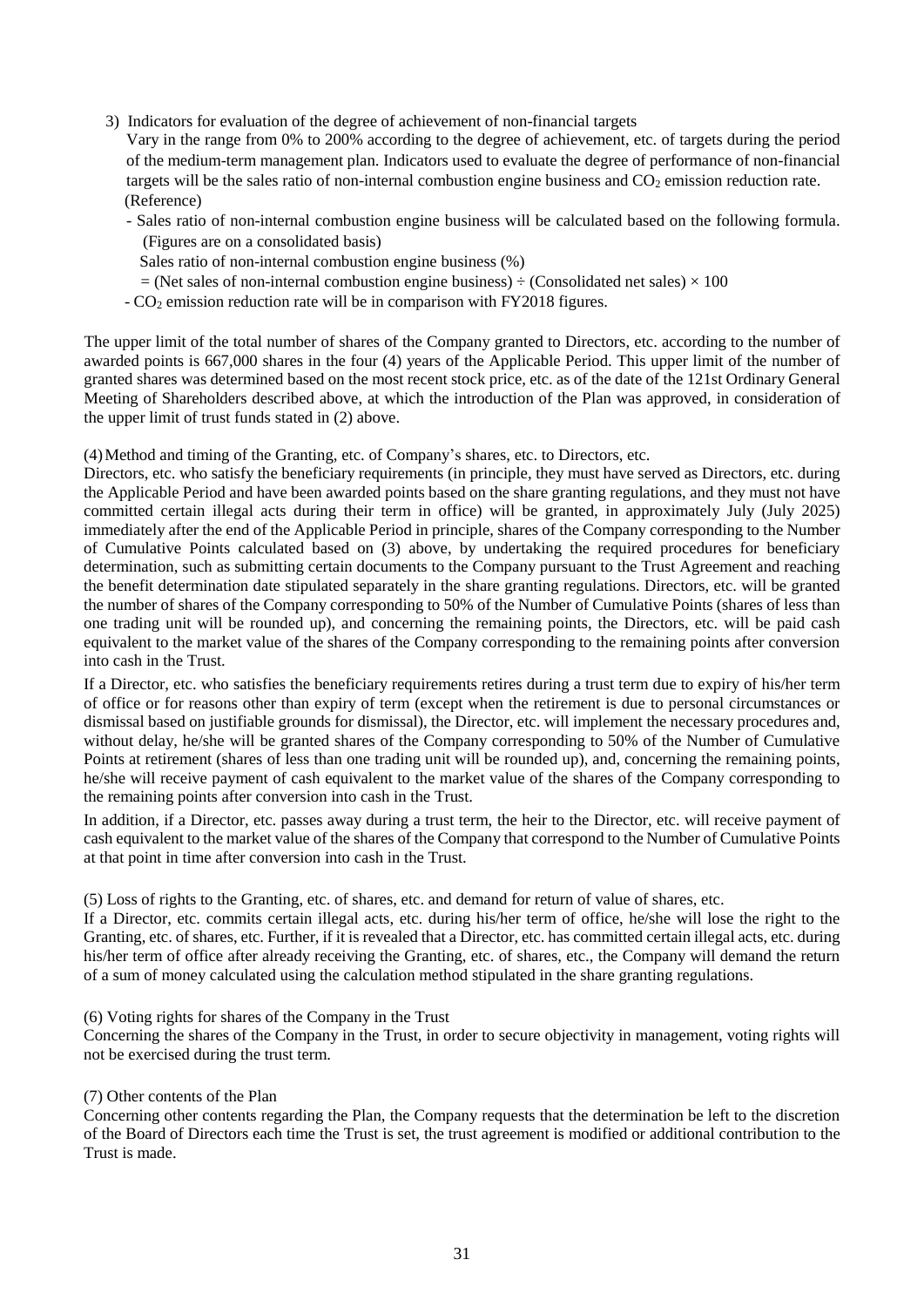3) Indicators for evaluation of the degree of achievement of non-financial targets

Vary in the range from 0% to 200% according to the degree of achievement, etc. of targets during the period of the medium-term management plan. Indicators used to evaluate the degree of performance of non-financial targets will be the sales ratio of non-internal combustion engine business and $CO_2$ emission reduction rate.

(Reference)

- Sales ratio of non-internal combustion engine business will be calculated based on the following formula. (Figures are on a consolidated basis)

  Sales ratio of non-internal combustion engine business (%)

  = (Net sales of non-internal combustion engine business) ÷ (Consolidated net sales) × 100

- $CO_2$ emission reduction rate will be in comparison with FY2018 figures.

The upper limit of the total number of shares of the Company granted to Directors, etc. according to the number of awarded points is 667,000 shares in the four (4) years of the Applicable Period. This upper limit of the number of granted shares was determined based on the most recent stock price, etc. as of the date of the 121st Ordinary General Meeting of Shareholders described above, at which the introduction of the Plan was approved, in consideration of the upper limit of trust funds stated in (2) above.

(4) Method and timing of the Granting, etc. of Company's shares, etc. to Directors, etc.

Directors, etc. who satisfy the beneficiary requirements (in principle, they must have served as Directors, etc. during the Applicable Period and have been awarded points based on the share granting regulations, and they must not have committed certain illegal acts during their term in office) will be granted, in approximately July (July 2025) immediately after the end of the Applicable Period in principle, shares of the Company corresponding to the Number of Cumulative Points calculated based on (3) above, by undertaking the required procedures for beneficiary determination, such as submitting certain documents to the Company pursuant to the Trust Agreement and reaching the benefit determination date stipulated separately in the share granting regulations. Directors, etc. will be granted the number of shares of the Company corresponding to 50% of the Number of Cumulative Points (shares of less than one trading unit will be rounded up), and concerning the remaining points, the Directors, etc. will be paid cash equivalent to the market value of the shares of the Company corresponding to the remaining points after conversion into cash in the Trust.

If a Director, etc. who satisfies the beneficiary requirements retires during a trust term due to expiry of his/her term of office or for reasons other than expiry of term (except when the retirement is due to personal circumstances or dismissal based on justifiable grounds for dismissal), the Director, etc. will implement the necessary procedures and, without delay, he/she will be granted shares of the Company corresponding to 50% of the Number of Cumulative Points at retirement (shares of less than one trading unit will be rounded up), and, concerning the remaining points, he/she will receive payment of cash equivalent to the market value of the shares of the Company corresponding to the remaining points after conversion into cash in the Trust.

In addition, if a Director, etc. passes away during a trust term, the heir to the Director, etc. will receive payment of cash equivalent to the market value of the shares of the Company that correspond to the Number of Cumulative Points at that point in time after conversion into cash in the Trust.

(5) Loss of rights to the Granting, etc. of shares, etc. and demand for return of value of shares, etc.

If a Director, etc. commits certain illegal acts, etc. during his/her term of office, he/she will lose the right to the Granting, etc. of shares, etc. Further, if it is revealed that a Director, etc. has committed certain illegal acts, etc. during his/her term of office after already receiving the Granting, etc. of shares, etc., the Company will demand the return of a sum of money calculated using the calculation method stipulated in the share granting regulations.

(6) Voting rights for shares of the Company in the Trust

Concerning the shares of the Company in the Trust, in order to secure objectivity in management, voting rights will not be exercised during the trust term.

(7) Other contents of the Plan

Concerning other contents regarding the Plan, the Company requests that the determination be left to the discretion of the Board of Directors each time the Trust is set, the trust agreement is modified or additional contribution to the Trust is made.